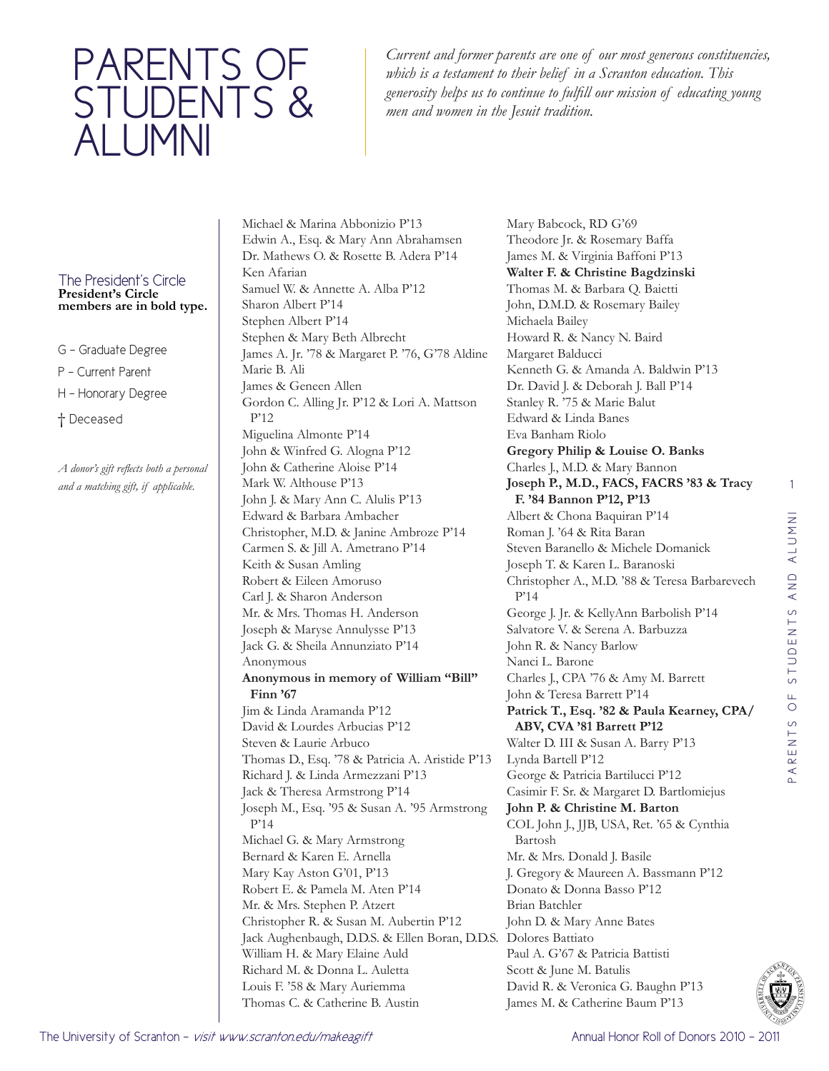# PARENTS OF STUDENTS & ALUMNI

*Current and former parents are one of our most generous constituencies, which is a testament to their belief in a Scranton education. This generosity helps us to continue to fulfill our mission of educating young men and women in the Jesuit tradition.*

## The President's Circle

**President's Circle members are in bold type.**

G – Graduate Degree

P – Current Parent

H – Honorary Degree

† Deceased

*A donor's gift reflects both a personal and a matching gift, if applicable.*

Michael & Marina Abbonizio P'13
Edwin A., Esq. & Mary Ann Abrahamsen
Dr. Mathews O. & Rosette B. Adera P'14
Ken Afarian
Samuel W. & Annette A. Alba P'12
Sharon Albert P'14
Stephen Albert P'14
Stephen & Mary Beth Albrecht
James A. Jr. '78 & Margaret P. '76, G'78 Aldine
Marie B. Ali
James & Geneen Allen
Gordon C. Alling Jr. P'12 & Lori A. Mattson P'12
Miguelina Almonte P'14
John & Winfred G. Alogna P'12
John & Catherine Aloise P'14
Mark W. Althouse P'13
John J. & Mary Ann C. Alulis P'13
Edward & Barbara Ambacher
Christopher, M.D. & Janine Ambroze P'14
Carmen S. & Jill A. Ametrano P'14
Keith & Susan Amling
Robert & Eileen Amoruso
Carl J. & Sharon Anderson
Mr. & Mrs. Thomas H. Anderson
Joseph & Maryse Annulysse P'13
Jack G. & Sheila Annunziato P'14
Anonymous
**Anonymous in memory of William "Bill" Finn '67**
Jim & Linda Aramanda P'12
David & Lourdes Arbucias P'12
Steven & Laurie Arbuco
Thomas D., Esq. '78 & Patricia A. Aristide P'13
Richard J. & Linda Armezzani P'13
Jack & Theresa Armstrong P'14
Joseph M., Esq. '95 & Susan A. '95 Armstrong P'14
Michael G. & Mary Armstrong
Bernard & Karen E. Arnella
Mary Kay Aston G'01, P'13
Robert E. & Pamela M. Aten P'14
Mr. & Mrs. Stephen P. Atzert
Christopher R. & Susan M. Aubertin P'12
Jack Aughenbaugh, D.D.S. & Ellen Boran, D.D.S.
William H. & Mary Elaine Auld
Richard M. & Donna L. Auletta
Louis F. '58 & Mary Auriemma
Thomas C. & Catherine B. Austin
Mary Babcock, RD G'69
Theodore Jr. & Rosemary Baffa
James M. & Virginia Baffoni P'13
**Walter F. & Christine Bagdzinski**
Thomas M. & Barbara Q. Baietti
John, D.M.D. & Rosemary Bailey
Michaela Bailey
Howard R. & Nancy N. Baird
Margaret Balducci
Kenneth G. & Amanda A. Baldwin P'13
Dr. David J. & Deborah J. Ball P'14
Stanley R. '75 & Marie Balut
Edward & Linda Banes
Eva Banham Riolo
**Gregory Philip & Louise O. Banks**
Charles J., M.D. & Mary Bannon
**Joseph P., M.D., FACS, FACRS '83 & Tracy F. '84 Bannon P'12, P'13**
Albert & Chona Baquiran P'14
Roman J. '64 & Rita Baran
Steven Baranello & Michele Domanick
Joseph T. & Karen L. Baranoski
Christopher A., M.D. '88 & Teresa Barbarevech P'14
George J. Jr. & KellyAnn Barbolish P'14
Salvatore V. & Serena A. Barbuzza
John R. & Nancy Barlow
Nanci L. Barone
Charles J., CPA '76 & Amy M. Barrett
John & Teresa Barrett P'14
**Patrick T., Esq. '82 & Paula Kearney, CPA/ABV, CVA '81 Barrett P'12**
Walter D. III & Susan A. Barry P'13
Lynda Bartell P'12
George & Patricia Bartilucci P'12
Casimir F. Sr. & Margaret D. Bartlomiejus
**John P. & Christine M. Barton**
COL John J., JJB, USA, Ret. '65 & Cynthia Bartosh
Mr. & Mrs. Donald J. Basile
J. Gregory & Maureen A. Bassmann P'12
Donato & Donna Basso P'12
Brian Batchler
John D. & Mary Anne Bates
Dolores Battiato
Paul A. G'67 & Patricia Battisti
Scott & June M. Batulis
David R. & Veronica G. Baughn P'13
James M. & Catherine Baum P'13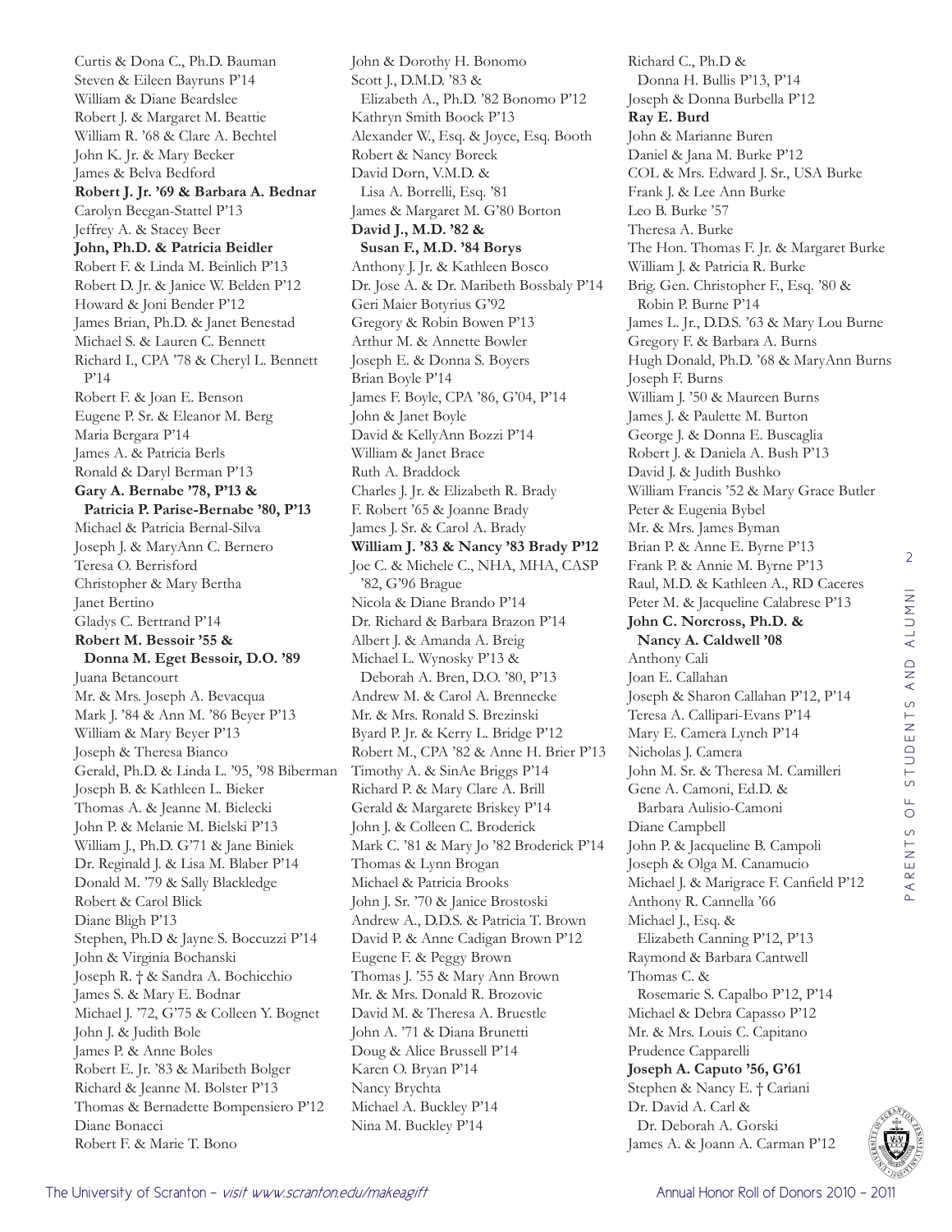Curtis & Dona C., Ph.D. Bauman
Steven & Eileen Bayruns P'14
William & Diane Beardslee
Robert J. & Margaret M. Beattie
William R. '68 & Clare A. Bechtel
John K. Jr. & Mary Becker
James & Belva Bedford
**Robert J. Jr. '69 & Barbara A. Bednar**
Carolyn Beegan-Stattel P'13
Jeffrey A. & Stacey Beer
**John, Ph.D. & Patricia Beidler**
Robert F. & Linda M. Beinlich P'13
Robert D. Jr. & Janice W. Belden P'12
Howard & Joni Bender P'12
James Brian, Ph.D. & Janet Benestad
Michael S. & Lauren C. Bennett
Richard I., CPA '78 & Cheryl L. Bennett P'14
Robert F. & Joan E. Benson
Eugene P. Sr. & Eleanor M. Berg
Maria Bergara P'14
James A. & Patricia Berls
Ronald & Daryl Berman P'13
**Gary A. Bernabe '78, P'13 & Patricia P. Parise-Bernabe '80, P'13**
Michael & Patricia Bernal-Silva
Joseph J. & MaryAnn C. Bernero
Teresa O. Berrisford
Christopher & Mary Bertha
Janet Bertino
Gladys C. Bertrand P'14
**Robert M. Bessoir '55 & Donna M. Eget Bessoir, D.O. '89**
Juana Betancourt
Mr. & Mrs. Joseph A. Bevacqua
Mark J. '84 & Ann M. '86 Beyer P'13
William & Mary Beyer P'13
Joseph & Theresa Bianco
Gerald, Ph.D. & Linda L. '95, '98 Biberman
Joseph B. & Kathleen L. Bieker
Thomas A. & Jeanne M. Bielecki
John P. & Melanie M. Bielski P'13
William J., Ph.D. G'71 & Jane Biniek
Dr. Reginald J. & Lisa M. Blaber P'14
Donald M. '79 & Sally Blackledge
Robert & Carol Blick
Diane Bligh P'13
Stephen, Ph.D & Jayne S. Boccuzzi P'14
John & Virginia Bochanski
Joseph R. † & Sandra A. Bochicchio
James S. & Mary E. Bodnar
Michael J. '72, G'75 & Colleen Y. Bognet
John J. & Judith Bole
James P. & Anne Boles
Robert E. Jr. '83 & Maribeth Bolger
Richard & Jeanne M. Bolster P'13
Thomas & Bernadette Bompensiero P'12
Diane Bonacci
Robert F. & Marie T. Bono
John & Dorothy H. Bonomo
Scott J., D.M.D. '83 & Elizabeth A., Ph.D. '82 Bonomo P'12
Kathryn Smith Boock P'13
Alexander W., Esq. & Joyce, Esq. Booth
Robert & Nancy Boreck
David Dorn, V.M.D. & Lisa A. Borrelli, Esq. '81
James & Margaret M. G'80 Borton
**David J., M.D. '82 & Susan F., M.D. '84 Borys**
Anthony J. Jr. & Kathleen Bosco
Dr. Jose A. & Dr. Maribeth Bossbaly P'14
Geri Maier Botyrius G'92
Gregory & Robin Bowen P'13
Arthur M. & Annette Bowler
Joseph E. & Donna S. Boyers
Brian Boyle P'14
James F. Boyle, CPA '86, G'04, P'14
John & Janet Boyle
David & KellyAnn Bozzi P'14
William & Janet Brace
Ruth A. Braddock
Charles J. Jr. & Elizabeth R. Brady
F. Robert '65 & Joanne Brady
James J. Sr. & Carol A. Brady
**William J. '83 & Nancy '83 Brady P'12**
Joe C. & Michele C., NHA, MHA, CASP '82, G'96 Brague
Nicola & Diane Brando P'14
Dr. Richard & Barbara Brazon P'14
Albert J. & Amanda A. Breig
Michael L. Wynosky P'13 & Deborah A. Bren, D.O. '80, P'13
Andrew M. & Carol A. Brennecke
Mr. & Mrs. Ronald S. Brezinski
Byard P. Jr. & Kerry L. Bridge P'12
Robert M., CPA '82 & Anne H. Brier P'13
Timothy A. & SinAe Briggs P'14
Richard P. & Mary Clare A. Brill
Gerald & Margarete Briskey P'14
John J. & Colleen C. Broderick
Mark C. '81 & Mary Jo '82 Broderick P'14
Thomas & Lynn Brogan
Michael & Patricia Brooks
John J. Sr. '70 & Janice Brostoski
Andrew A., D.D.S. & Patricia T. Brown
David P. & Anne Cadigan Brown P'12
Eugene F. & Peggy Brown
Thomas J. '55 & Mary Ann Brown
Mr. & Mrs. Donald R. Brozovic
David M. & Theresa A. Bruestle
John A. '71 & Diana Brunetti
Doug & Alice Brussell P'14
Karen O. Bryan P'14
Nancy Brychta
Michael A. Buckley P'14
Nina M. Buckley P'14
Richard C., Ph.D & Donna H. Bullis P'13, P'14
Joseph & Donna Burbella P'12
**Ray E. Burd**
John & Marianne Buren
Daniel & Jana M. Burke P'12
COL & Mrs. Edward J. Sr., USA Burke
Frank J. & Lee Ann Burke
Leo B. Burke '57
Theresa A. Burke
The Hon. Thomas F. Jr. & Margaret Burke
William J. & Patricia R. Burke
Brig. Gen. Christopher F., Esq. '80 & Robin P. Burne P'14
James L. Jr., D.D.S. '63 & Mary Lou Burne
Gregory F. & Barbara A. Burns
Hugh Donald, Ph.D. '68 & MaryAnn Burns
Joseph F. Burns
William J. '50 & Maureen Burns
James J. & Paulette M. Burton
George J. & Donna E. Buscaglia
Robert J. & Daniela A. Bush P'13
David J. & Judith Bushko
William Francis '52 & Mary Grace Butler
Peter & Eugenia Bybel
Mr. & Mrs. James Byman
Brian P. & Anne E. Byrne P'13
Frank P. & Annie M. Byrne P'13
Raul, M.D. & Kathleen A., RD Caceres
Peter M. & Jacqueline Calabrese P'13
**John C. Norcross, Ph.D. & Nancy A. Caldwell '08**
Anthony Cali
Joan E. Callahan
Joseph & Sharon Callahan P'12, P'14
Teresa A. Callipari-Evans P'14
Mary E. Camera Lynch P'14
Nicholas J. Camera
John M. Sr. & Theresa M. Camilleri
Gene A. Camoni, Ed.D. & Barbara Aulisio-Camoni
Diane Campbell
John P. & Jacqueline B. Campoli
Joseph & Olga M. Canamucio
Michael J. & Marigrace F. Canfield P'12
Anthony R. Cannella '66
Michael J., Esq. & Elizabeth Canning P'12, P'13
Raymond & Barbara Cantwell
Thomas C. & Rosemarie S. Capalbo P'12, P'14
Michael & Debra Capasso P'12
Mr. & Mrs. Louis C. Capitano
Prudence Capparelli
**Joseph A. Caputo '56, G'61**
Stephen & Nancy E. † Cariani
Dr. David A. Carl & Dr. Deborah A. Gorski
James A. & Joann A. Carman P'12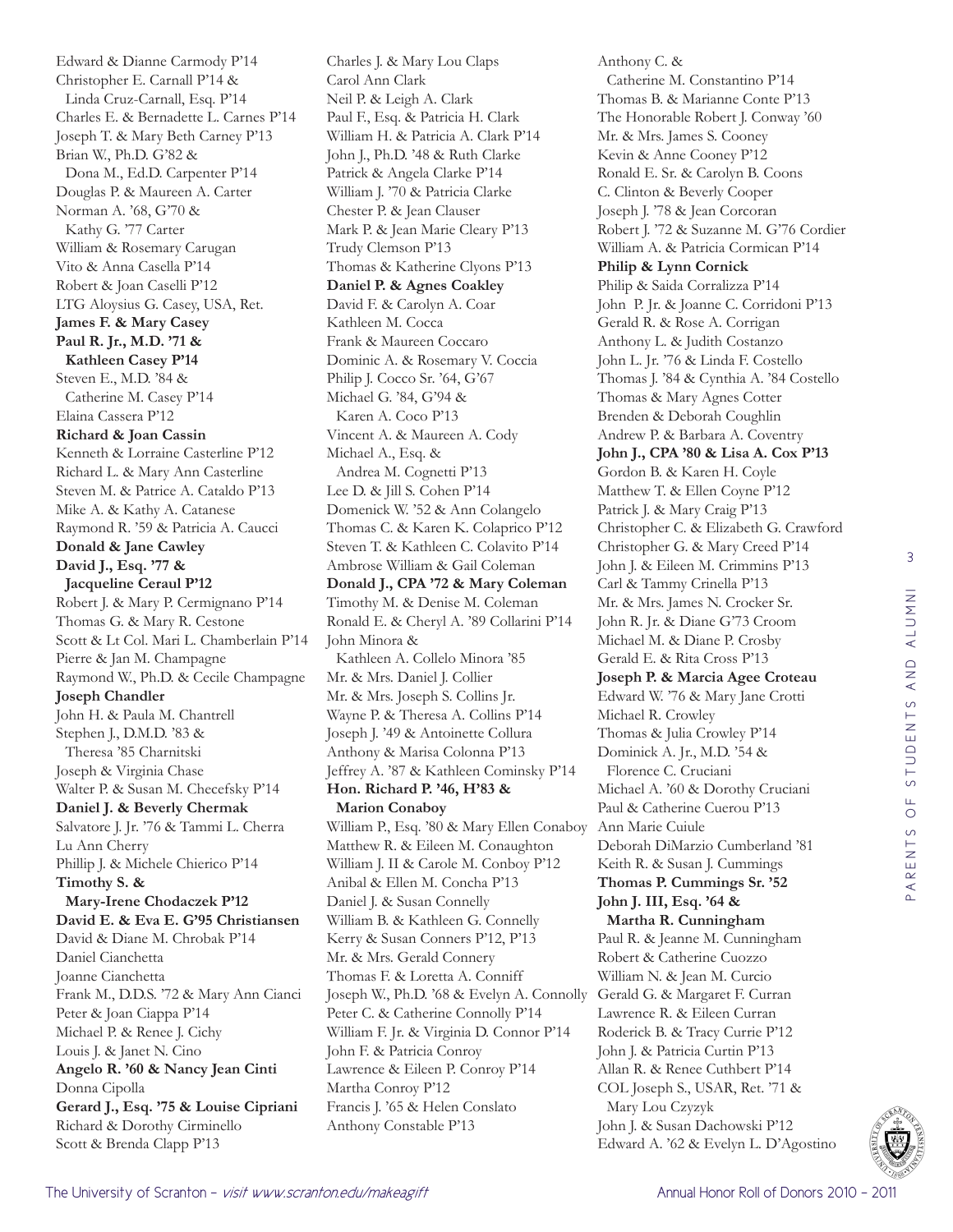Edward & Dianne Carmody P'14
Christopher E. Carnall P'14 &
Linda Cruz-Carnall, Esq. P'14
Charles E. & Bernadette L. Carnes P'14
Joseph T. & Mary Beth Carney P'13
Brian W., Ph.D. G'82 &
Dona M., Ed.D. Carpenter P'14
Douglas P. & Maureen A. Carter
Norman A. '68, G'70 &
Kathy G. '77 Carter
William & Rosemary Carugan
Vito & Anna Casella P'14
Robert & Joan Caselli P'12
LTG Aloysius G. Casey, USA, Ret.
**James F. & Mary Casey**
**Paul R. Jr., M.D. '71 &**
**Kathleen Casey P'14**
Steven E., M.D. '84 &
Catherine M. Casey P'14
Elaina Cassera P'12
**Richard & Joan Cassin**
Kenneth & Lorraine Casterline P'12
Richard L. & Mary Ann Casterline
Steven M. & Patrice A. Cataldo P'13
Mike A. & Kathy A. Catanese
Raymond R. '59 & Patricia A. Caucci
**Donald & Jane Cawley**
**David J., Esq. '77 &**
**Jacqueline Ceraul P'12**
Robert J. & Mary P. Cermignano P'14
Thomas G. & Mary R. Cestone
Scott & Lt Col. Mari L. Chamberlain P'14
Pierre & Jan M. Champagne
Raymond W., Ph.D. & Cecile Champagne
**Joseph Chandler**
John H. & Paula M. Chantrell
Stephen J., D.M.D. '83 &
Theresa '85 Charnitski
Joseph & Virginia Chase
Walter P. & Susan M. Checefsky P'14
**Daniel J. & Beverly Chermak**
Salvatore J. Jr. '76 & Tammi L. Cherra
Lu Ann Cherry
Phillip J. & Michele Chierico P'14
**Timothy S. &**
**Mary-Irene Chodaczek P'12**
**David E. & Eva E. G'95 Christiansen**
David & Diane M. Chrobak P'14
Daniel Cianchetta
Joanne Cianchetta
Frank M., D.D.S. '72 & Mary Ann Cianci
Peter & Joan Ciappa P'14
Michael P. & Renee J. Cichy
Louis J. & Janet N. Cino
**Angelo R. '60 & Nancy Jean Cinti**
Donna Cipolla
**Gerard J., Esq. '75 & Louise Cipriani**
Richard & Dorothy Cirminello
Scott & Brenda Clapp P'13
Charles J. & Mary Lou Claps
Carol Ann Clark
Neil P. & Leigh A. Clark
Paul F., Esq. & Patricia H. Clark
William H. & Patricia A. Clark P'14
John J., Ph.D. '48 & Ruth Clarke
Patrick & Angela Clarke P'14
William J. '70 & Patricia Clarke
Chester P. & Jean Clauser
Mark P. & Jean Marie Cleary P'13
Trudy Clemson P'13
Thomas & Katherine Clyons P'13
**Daniel P. & Agnes Coakley**
David F. & Carolyn A. Coar
Kathleen M. Cocca
Frank & Maureen Coccaro
Dominic A. & Rosemary V. Coccia
Philip J. Cocco Sr. '64, G'67
Michael G. '84, G'94 &
Karen A. Coco P'13
Vincent A. & Maureen A. Cody
Michael A., Esq. &
Andrea M. Cognetti P'13
Lee D. & Jill S. Cohen P'14
Domenick W. '52 & Ann Colangelo
Thomas C. & Karen K. Colaprico P'12
Steven T. & Kathleen C. Colavito P'14
Ambrose William & Gail Coleman
**Donald J., CPA '72 & Mary Coleman**
Timothy M. & Denise M. Coleman
Ronald E. & Cheryl A. '89 Collarini P'14
John Minora &
Kathleen A. Collelo Minora '85
Mr. & Mrs. Daniel J. Collier
Mr. & Mrs. Joseph S. Collins Jr.
Wayne P. & Theresa A. Collins P'14
Joseph J. '49 & Antoinette Collura
Anthony & Marisa Colonna P'13
Jeffrey A. '87 & Kathleen Cominsky P'14
**Hon. Richard P. '46, H'83 &**
**Marion Conaboy**
William P., Esq. '80 & Mary Ellen Conaboy
Matthew R. & Eileen M. Conaughton
William J. II & Carole M. Conboy P'12
Anibal & Ellen M. Concha P'13
Daniel J. & Susan Connelly
William B. & Kathleen G. Connelly
Kerry & Susan Conners P'12, P'13
Mr. & Mrs. Gerald Connery
Thomas F. & Loretta A. Conniff
Joseph W., Ph.D. '68 & Evelyn A. Connolly
Peter C. & Catherine Connolly P'14
William F. Jr. & Virginia D. Connor P'14
John F. & Patricia Conroy
Lawrence & Eileen P. Conroy P'14
Martha Conroy P'12
Francis J. '65 & Helen Conslato
Anthony Constable P'13
Anthony C. &
Catherine M. Constantino P'14
Thomas B. & Marianne Conte P'13
The Honorable Robert J. Conway '60
Mr. & Mrs. James S. Cooney
Kevin & Anne Cooney P'12
Ronald E. Sr. & Carolyn B. Coons
C. Clinton & Beverly Cooper
Joseph J. '78 & Jean Corcoran
Robert J. '72 & Suzanne M. G'76 Cordier
William A. & Patricia Cormican P'14
**Philip & Lynn Cornick**
Philip & Saida Corralizza P'14
John P. Jr. & Joanne C. Corridoni P'13
Gerald R. & Rose A. Corrigan
Anthony L. & Judith Costanzo
John L. Jr. '76 & Linda F. Costello
Thomas J. '84 & Cynthia A. '84 Costello
Thomas & Mary Agnes Cotter
Brenden & Deborah Coughlin
Andrew P. & Barbara A. Coventry
**John J., CPA '80 & Lisa A. Cox P'13**
Gordon B. & Karen H. Coyle
Matthew T. & Ellen Coyne P'12
Patrick J. & Mary Craig P'13
Christopher C. & Elizabeth G. Crawford
Christopher G. & Mary Creed P'14
John J. & Eileen M. Crimmins P'13
Carl & Tammy Crinella P'13
Mr. & Mrs. James N. Crocker Sr.
John R. Jr. & Diane G'73 Croom
Michael M. & Diane P. Crosby
Gerald E. & Rita Cross P'13
**Joseph P. & Marcia Agee Croteau**
Edward W. '76 & Mary Jane Crotti
Michael R. Crowley
Thomas & Julia Crowley P'14
Dominick A. Jr., M.D. '54 &
Florence C. Cruciani
Michael A. '60 & Dorothy Cruciani
Paul & Catherine Cuerou P'13
Ann Marie Cuiule
Deborah DiMarzio Cumberland '81
Keith R. & Susan J. Cummings
**Thomas P. Cummings Sr. '52**
**John J. III, Esq. '64 &**
**Martha R. Cunningham**
Paul R. & Jeanne M. Cunningham
Robert & Catherine Cuozzo
William N. & Jean M. Curcio
Gerald G. & Margaret F. Curran
Lawrence R. & Eileen Curran
Roderick B. & Tracy Currie P'12
John J. & Patricia Curtin P'13
Allan R. & Renee Cuthbert P'14
COL Joseph S., USAR, Ret. '71 &
Mary Lou Czyzyk
John J. & Susan Dachowski P'12
Edward A. '62 & Evelyn L. D'Agostino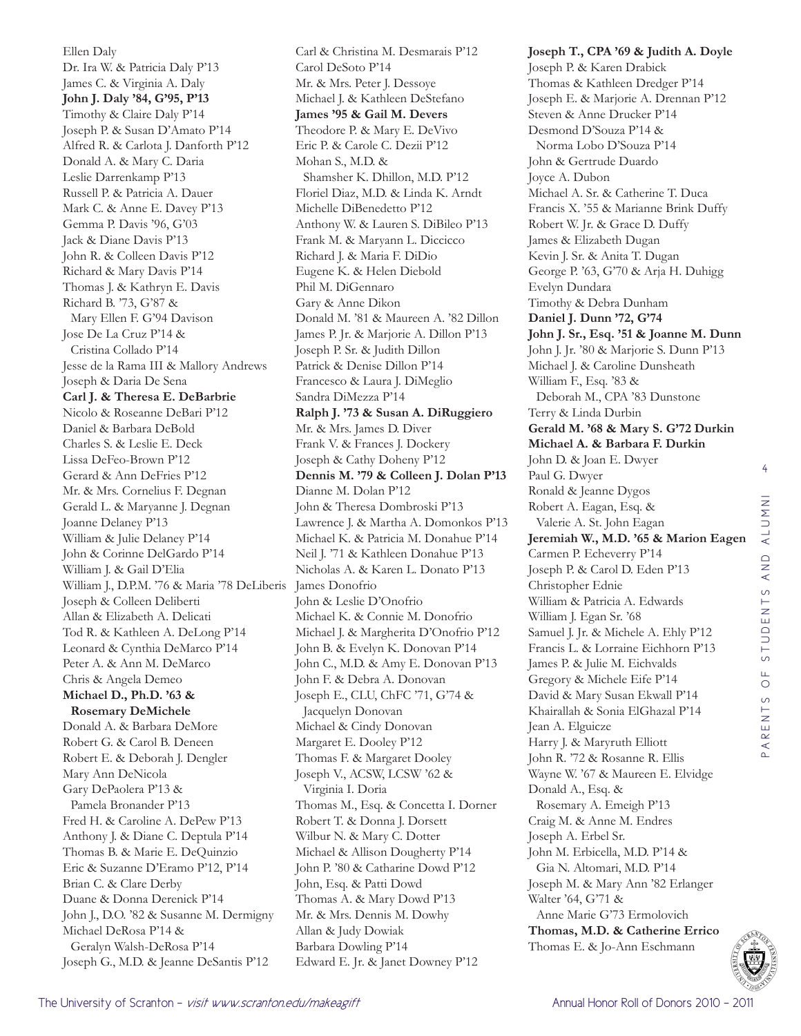Ellen Daly
Dr. Ira W. & Patricia Daly P'13
James C. & Virginia A. Daly
**John J. Daly '84, G'95, P'13**
Timothy & Claire Daly P'14
Joseph P. & Susan D'Amato P'14
Alfred R. & Carlota J. Danforth P'12
Donald A. & Mary C. Daria
Leslie Darrenkamp P'13
Russell P. & Patricia A. Dauer
Mark C. & Anne E. Davey P'13
Gemma P. Davis '96, G'03
Jack & Diane Davis P'13
John R. & Colleen Davis P'12
Richard & Mary Davis P'14
Thomas J. & Kathryn E. Davis
Richard B. '73, G'87 &
Mary Ellen F. G'94 Davison
Jose De La Cruz P'14 &
Cristina Collado P'14
Jesse de la Rama III & Mallory Andrews
Joseph & Daria De Sena
**Carl J. & Theresa E. DeBarbrie**
Nicolo & Roseanne DeBari P'12
Daniel & Barbara DeBold
Charles S. & Leslie E. Deck
Lissa DeFeo-Brown P'12
Gerard & Ann DeFries P'12
Mr. & Mrs. Cornelius F. Degnan
Gerald L. & Maryanne J. Degnan
Joanne Delaney P'13
William & Julie Delaney P'14
John & Corinne DelGardo P'14
William J. & Gail D'Elia
William J., D.P.M. '76 & Maria '78 DeLiberis
Joseph & Colleen Deliberti
Allan & Elizabeth A. Delicati
Tod R. & Kathleen A. DeLong P'14
Leonard & Cynthia DeMarco P'14
Peter A. & Ann M. DeMarco
Chris & Angela Demeo
**Michael D., Ph.D. '63 &**
**Rosemary DeMichele**
Donald A. & Barbara DeMore
Robert G. & Carol B. Deneen
Robert E. & Deborah J. Dengler
Mary Ann DeNicola
Gary DePaolera P'13 &
Pamela Bronander P'13
Fred H. & Caroline A. DePew P'13
Anthony J. & Diane C. Deptula P'14
Thomas B. & Marie E. DeQuinzio
Eric & Suzanne D'Eramo P'12, P'14
Brian C. & Clare Derby
Duane & Donna Derenick P'14
John J., D.O. '82 & Susanne M. Dermigny
Michael DeRosa P'14 &
Geralyn Walsh-DeRosa P'14
Joseph G., M.D. & Jeanne DeSantis P'12
Carl & Christina M. Desmarais P'12
Carol DeSoto P'14
Mr. & Mrs. Peter J. Dessoye
Michael J. & Kathleen DeStefano
**James '95 & Gail M. Devers**
Theodore P. & Mary E. DeVivo
Eric P. & Carole C. Dezii P'12
Mohan S., M.D. &
Shamsher K. Dhillon, M.D. P'12
Floriel Diaz, M.D. & Linda K. Arndt
Michelle DiBenedetto P'12
Anthony W. & Lauren S. DiBileo P'13
Frank M. & Maryann L. Diccicco
Richard J. & Maria F. DiDio
Eugene K. & Helen Diebold
Phil M. DiGennaro
Gary & Anne Dikon
Donald M. '81 & Maureen A. '82 Dillon
James P. Jr. & Marjorie A. Dillon P'13
Joseph P. Sr. & Judith Dillon
Patrick & Denise Dillon P'14
Francesco & Laura J. DiMeglio
Sandra DiMezza P'14
**Ralph J. '73 & Susan A. DiRuggiero**
Mr. & Mrs. James D. Diver
Frank V. & Frances J. Dockery
Joseph & Cathy Doheny P'12
**Dennis M. '79 & Colleen J. Dolan P'13**
Dianne M. Dolan P'12
John & Theresa Dombroski P'13
Lawrence J. & Martha A. Domonkos P'13
Michael K. & Patricia M. Donahue P'14
Neil J. '71 & Kathleen Donahue P'13
Nicholas A. & Karen L. Donato P'13
James Donofrio
John & Leslie D'Onofrio
Michael K. & Connie M. Donofrio
Michael J. & Margherita D'Onofrio P'12
John B. & Evelyn K. Donovan P'14
John C., M.D. & Amy E. Donovan P'13
John F. & Debra A. Donovan
Joseph E., CLU, ChFC '71, G'74 &
Jacquelyn Donovan
Michael & Cindy Donovan
Margaret E. Dooley P'12
Thomas F. & Margaret Dooley
Joseph V., ACSW, LCSW '62 &
Virginia I. Doria
Thomas M., Esq. & Concetta I. Dorner
Robert T. & Donna J. Dorsett
Wilbur N. & Mary C. Dotter
Michael & Allison Dougherty P'14
John P. '80 & Catharine Dowd P'12
John, Esq. & Patti Dowd
Thomas A. & Mary Dowd P'13
Mr. & Mrs. Dennis M. Dowhy
Allan & Judy Dowiak
Barbara Dowling P'14
Edward E. Jr. & Janet Downey P'12
**Joseph T., CPA '69 & Judith A. Doyle**
Joseph P. & Karen Drabick
Thomas & Kathleen Dredger P'14
Joseph E. & Marjorie A. Drennan P'12
Steven & Anne Drucker P'14
Desmond D'Souza P'14 &
Norma Lobo D'Souza P'14
John & Gertrude Duardo
Joyce A. Dubon
Michael A. Sr. & Catherine T. Duca
Francis X. '55 & Marianne Brink Duffy
Robert W. Jr. & Grace D. Duffy
James & Elizabeth Dugan
Kevin J. Sr. & Anita T. Dugan
George P. '63, G'70 & Arja H. Duhigg
Evelyn Dundara
Timothy & Debra Dunham
**Daniel J. Dunn '72, G'74**
**John J. Sr., Esq. '51 & Joanne M. Dunn**
John J. Jr. '80 & Marjorie S. Dunn P'13
Michael J. & Caroline Dunsheath
William F., Esq. '83 &
Deborah M., CPA '83 Dunstone
Terry & Linda Durbin
**Gerald M. '68 & Mary S. G'72 Durkin**
**Michael A. & Barbara F. Durkin**
John D. & Joan E. Dwyer
Paul G. Dwyer
Ronald & Jeanne Dygos
Robert A. Eagan, Esq. &
Valerie A. St. John Eagan
**Jeremiah W., M.D. '65 & Marion Eagen**
Carmen P. Echeverry P'14
Joseph P. & Carol D. Eden P'13
Christopher Ednie
William & Patricia A. Edwards
William J. Egan Sr. '68
Samuel J. Jr. & Michele A. Ehly P'12
Francis L. & Lorraine Eichhorn P'13
James P. & Julie M. Eichvalds
Gregory & Michele Eife P'14
David & Mary Susan Ekwall P'14
Khairallah & Sonia ElGhazal P'14
Jean A. Elguicze
Harry J. & Maryruth Elliott
John R. '72 & Rosanne R. Ellis
Wayne W. '67 & Maureen E. Elvidge
Donald A., Esq. &
Rosemary A. Emeigh P'13
Craig M. & Anne M. Endres
Joseph A. Erbel Sr.
John M. Erbicella, M.D. P'14 &
Gia N. Altomari, M.D. P'14
Joseph M. & Mary Ann '82 Erlanger
Walter '64, G'71 &
Anne Marie G'73 Ermolovich
**Thomas, M.D. & Catherine Errico**
Thomas E. & Jo-Ann Eschmann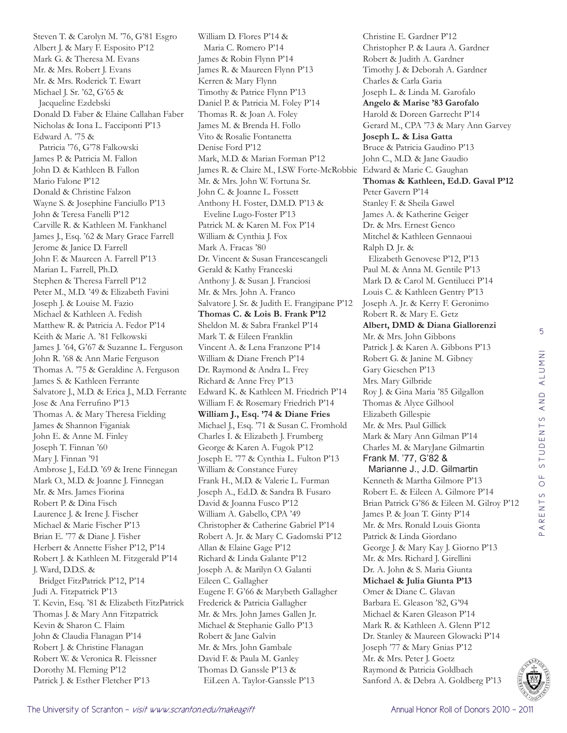Steven T. & Carolyn M. '76, G'81 Esgro
Albert J. & Mary F. Esposito P'12
Mark G. & Theresa M. Evans
Mr. & Mrs. Robert J. Evans
Mr. & Mrs. Roderick T. Ewart
Michael J. Sr. '62, G'65 & Jacqueline Ezdebski
Donald D. Faber & Elaine Callahan Faber
Nicholas & Iona L. Facciponti P'13
Edward A. '75 & Patricia '76, G'78 Falkowski
James P. & Patricia M. Fallon
John D. & Kathleen B. Fallon
Mario Falone P'12
Donald & Christine Falzon
Wayne S. & Josephine Fanciullo P'13
John & Teresa Fanelli P'12
Carville R. & Kathleen M. Fankhanel
James J., Esq. '62 & Mary Grace Farrell
Jerome & Janice D. Farrell
John F. & Maureen A. Farrell P'13
Marian L. Farrell, Ph.D.
Stephen & Theresa Farrell P'12
Peter M., M.D. '49 & Elizabeth Favini
Joseph J. & Louise M. Fazio
Michael & Kathleen A. Fedish
Matthew R. & Patricia A. Fedor P'14
Keith & Marie A. '81 Felkowski
James J. '64, G'67 & Suzanne L. Ferguson
John R. '68 & Ann Marie Ferguson
Thomas A. '75 & Geraldine A. Ferguson
James S. & Kathleen Ferrante
Salvatore J., M.D. & Erica J., M.D. Ferrante
Jose & Ana Ferrufino P'13
Thomas A. & Mary Theresa Fielding
James & Shannon Figaniak
John E. & Anne M. Finley
Joseph T. Finnan '60
Mary J. Finnan '91
Ambrose J., Ed.D. '69 & Irene Finnegan
Mark O., M.D. & Joanne J. Finnegan
Mr. & Mrs. James Fiorina
Robert P. & Dina Fisch
Laurence J. & Irene J. Fischer
Michael & Marie Fischer P'13
Brian E. '77 & Diane J. Fisher
Herbert & Annette Fisher P'12, P'14
Robert J. & Kathleen M. Fitzgerald P'14
J. Ward, D.D.S. & Bridget FitzPatrick P'12, P'14
Judi A. Fitzpatrick P'13
T. Kevin, Esq. '81 & Elizabeth FitzPatrick
Thomas J. & Mary Ann Fitzpatrick
Kevin & Sharon C. Flaim
John & Claudia Flanagan P'14
Robert J. & Christine Flanagan
Robert W. & Veronica R. Fleissner
Dorothy M. Fleming P'12
Patrick J. & Esther Fletcher P'13
William D. Flores P'14 & Maria C. Romero P'14
James & Robin Flynn P'14
James R. & Maureen Flynn P'13
Kerren & Mary Flynn
Timothy & Patrice Flynn P'13
Daniel P. & Patricia M. Foley P'14
Thomas R. & Joan A. Foley
James M. & Brenda H. Follo
Vito & Rosalie Fontanetta
Denise Ford P'12
Mark, M.D. & Marian Forman P'12
James R. & Claire M., LSW Forte-McRobbie
Mr. & Mrs. John W. Fortuna Sr.
John C. & Joanne L. Fossett
Anthony H. Foster, D.M.D. P'13 & Eveline Lugo-Foster P'13
Patrick M. & Karen M. Fox P'14
William & Cynthia J. Fox
Mark A. Fracas '80
Dr. Vincent & Susan Francescangeli
Gerald & Kathy Franceski
Anthony J. & Susan J. Franciosi
Mr. & Mrs. John A. Franco
Salvatore J. Sr. & Judith E. Frangipane P'12
**Thomas C. & Lois B. Frank P'12**
Sheldon M. & Sabra Frankel P'14
Mark T. & Eileen Franklin
Vincent A. & Lena Franzone P'14
William & Diane French P'14
Dr. Raymond & Andra L. Frey
Richard & Anne Frey P'13
Edward K. & Kathleen M. Friedrich P'14
William F. & Rosemary Friedrich P'14
**William J., Esq. '74 & Diane Fries**
Michael J., Esq. '71 & Susan C. Fromhold
Charles I. & Elizabeth J. Frumberg
George & Karen A. Fugok P'12
Joseph E. '77 & Cynthia L. Fulton P'13
William & Constance Furey
Frank H., M.D. & Valerie L. Furman
Joseph A., Ed.D. & Sandra B. Fusaro
David & Joanna Fusco P'12
William A. Gabello, CPA '49
Christopher & Catherine Gabriel P'14
Robert A. Jr. & Mary C. Gadomski P'12
Allan & Elaine Gage P'12
Richard & Linda Galante P'12
Joseph A. & Marilyn O. Galanti
Eileen C. Gallagher
Eugene F. G'66 & Marybeth Gallagher
Frederick & Patricia Gallagher
Mr. & Mrs. John James Gallen Jr.
Michael & Stephanie Gallo P'13
Robert & Jane Galvin
Mr. & Mrs. John Gambale
David F. & Paula M. Ganley
Thomas D. Ganssle P'13 & EiLeen A. Taylor-Ganssle P'13
Christine E. Gardner P'12
Christopher P. & Laura A. Gardner
Robert & Judith A. Gardner
Timothy J. & Deborah A. Gardner
Charles & Carla Garia
Joseph L. & Linda M. Garofalo
**Angelo & Marise '83 Garofalo**
Harold & Doreen Garrecht P'14
Gerard M., CPA '73 & Mary Ann Garvey
**Joseph L. & Lisa Gatta**
Bruce & Patricia Gaudino P'13
John C., M.D. & Jane Gaudio
Edward & Marie C. Gaughan
**Thomas & Kathleen, Ed.D. Gaval P'12**
Peter Gavern P'14
Stanley F. & Sheila Gawel
James A. & Katherine Geiger
Dr. & Mrs. Ernest Genco
Mitchel & Kathleen Gennaoui
Ralph D. Jr. & Elizabeth Genovese P'12, P'13
Paul M. & Anna M. Gentile P'13
Mark D. & Carol M. Gentilucci P'14
Louis C. & Kathleen Gentry P'13
Joseph A. Jr. & Kerry F. Geronimo
Robert R. & Mary E. Getz
**Albert, DMD & Diana Giallorenzi**
Mr. & Mrs. John Gibbons
Patrick J. & Karen A. Gibbons P'13
Robert G. & Janine M. Gibney
Gary Gieschen P'13
Mrs. Mary Gilbride
Roy J. & Gina Maria '85 Gilgallon
Thomas & Alyce Gilhool
Elizabeth Gillespie
Mr. & Mrs. Paul Gillick
Mark & Mary Ann Gilman P'14
Charles M. & MaryJane Gilmartin
Frank M. '77, G'82 & Marianne J., J.D. Gilmartin
Kenneth & Martha Gilmore P'13
Robert E. & Eileen A. Gilmore P'14
Brian Patrick G'86 & Eileen M. Gilroy P'12
James P. & Joan T. Ginty P'14
Mr. & Mrs. Ronald Louis Gionta
Patrick & Linda Giordano
George J. & Mary Kay J. Giorno P'13
Mr. & Mrs. Richard J. Girellini
Dr. A. John & S. Maria Giunta
**Michael & Julia Giunta P'13**
Omer & Diane C. Glavan
Barbara E. Gleason '82, G'94
Michael & Karen Gleason P'14
Mark R. & Kathleen A. Glenn P'12
Dr. Stanley & Maureen Glowacki P'14
Joseph '77 & Mary Gnias P'12
Mr. & Mrs. Peter J. Goetz
Raymond & Patricia Goldbach
Sanford A. & Debra A. Goldberg P'13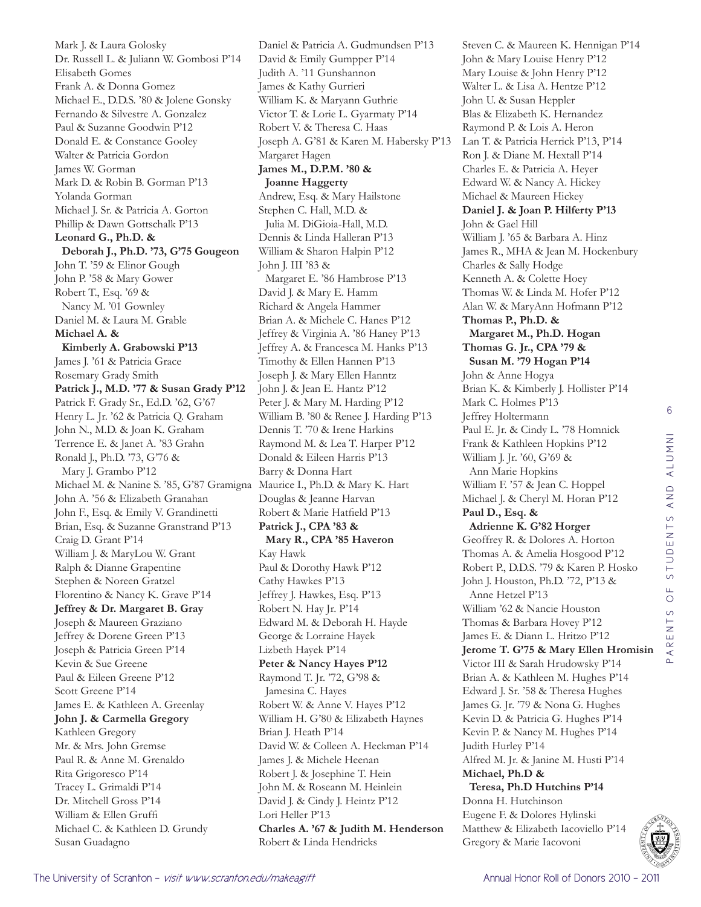Mark J. & Laura Golosky
Dr. Russell L. & Juliann W. Gombosi P'14
Elisabeth Gomes
Frank A. & Donna Gomez
Michael E., D.D.S. '80 & Jolene Gonsky
Fernando & Silvestre A. Gonzalez
Paul & Suzanne Goodwin P'12
Donald E. & Constance Gooley
Walter & Patricia Gordon
James W. Gorman
Mark D. & Robin B. Gorman P'13
Yolanda Gorman
Michael J. Sr. & Patricia A. Gorton
Phillip & Dawn Gottschalk P'13
**Leonard G., Ph.D. & Deborah J., Ph.D. '73, G'75 Gougeon**
John T. '59 & Elinor Gough
John P. '58 & Mary Gower
Robert T., Esq. '69 & Nancy M. '01 Gownley
Daniel M. & Laura M. Grable
**Michael A. & Kimberly A. Grabowski P'13**
James J. '61 & Patricia Grace
Rosemary Grady Smith
**Patrick J., M.D. '77 & Susan Grady P'12**
Patrick F. Grady Sr., Ed.D. '62, G'67
Henry L. Jr. '62 & Patricia Q. Graham
John N., M.D. & Joan K. Graham
Terrence E. & Janet A. '83 Grahn
Ronald J., Ph.D. '73, G'76 & Mary J. Grambo P'12
Michael M. & Nanine S. '85, G'87 Gramigna
John A. '56 & Elizabeth Granahan
John F., Esq. & Emily V. Grandinetti
Brian, Esq. & Suzanne Granstrand P'13
Craig D. Grant P'14
William J. & MaryLou W. Grant
Ralph & Dianne Grapentine
Stephen & Noreen Gratzel
Florentino & Nancy K. Grave P'14
**Jeffrey & Dr. Margaret B. Gray**
Joseph & Maureen Graziano
Jeffrey & Dorene Green P'13
Joseph & Patricia Green P'14
Kevin & Sue Greene
Paul & Eileen Greene P'12
Scott Greene P'14
James E. & Kathleen A. Greenlay
**John J. & Carmella Gregory**
Kathleen Gregory
Mr. & Mrs. John Gremse
Paul R. & Anne M. Grenaldo
Rita Grigoresco P'14
Tracey L. Grimaldi P'14
Dr. Mitchell Gross P'14
William & Ellen Gruffi
Michael C. & Kathleen D. Grundy
Susan Guadagno
Daniel & Patricia A. Gudmundsen P'13
David & Emily Gumpper P'14
Judith A. '11 Gunshannon
James & Kathy Gurrieri
William K. & Maryann Guthrie
Victor T. & Lorie L. Gyarmaty P'14
Robert V. & Theresa C. Haas
Joseph A. G'81 & Karen M. Habersky P'13
Margaret Hagen
**James M., D.P.M. '80 & Joanne Haggerty**
Andrew, Esq. & Mary Hailstone
Stephen C. Hall, M.D. & Julia M. DiGioia-Hall, M.D.
Dennis & Linda Halleran P'13
William & Sharon Halpin P'12
John J. III '83 & Margaret E. '86 Hambrose P'13
David J. & Mary E. Hamm
Richard & Angela Hammer
Brian A. & Michele C. Hanes P'12
Jeffrey & Virginia A. '86 Haney P'13
Jeffrey A. & Francesca M. Hanks P'13
Timothy & Ellen Hannen P'13
Joseph J. & Mary Ellen Hanntz
John J. & Jean E. Hantz P'12
Peter J. & Mary M. Harding P'12
William B. '80 & Renee J. Harding P'13
Dennis T. '70 & Irene Harkins
Raymond M. & Lea T. Harper P'12
Donald & Eileen Harris P'13
Barry & Donna Hart
Maurice I., Ph.D. & Mary K. Hart
Douglas & Jeanne Harvan
Robert & Marie Hatfield P'13
**Patrick J., CPA '83 & Mary R., CPA '85 Haveron**
Kay Hawk
Paul & Dorothy Hawk P'12
Cathy Hawkes P'13
Jeffrey J. Hawkes, Esq. P'13
Robert N. Hay Jr. P'14
Edward M. & Deborah H. Hayde
George & Lorraine Hayek
Lizbeth Hayek P'14
**Peter & Nancy Hayes P'12**
Raymond T. Jr. '72, G'98 & Jamesina C. Hayes
Robert W. & Anne V. Hayes P'12
William H. G'80 & Elizabeth Haynes
Brian J. Heath P'14
David W. & Colleen A. Heckman P'14
James J. & Michele Heenan
Robert J. & Josephine T. Hein
John M. & Roseann M. Heinlein
David J. & Cindy J. Heintz P'12
Lori Heller P'13
**Charles A. '67 & Judith M. Henderson**
Robert & Linda Hendricks
Steven C. & Maureen K. Hennigan P'14
John & Mary Louise Henry P'12
Mary Louise & John Henry P'12
Walter L. & Lisa A. Hentze P'12
John U. & Susan Heppler
Blas & Elizabeth K. Hernandez
Raymond P. & Lois A. Heron
Lan T. & Patricia Herrick P'13, P'14
Ron J. & Diane M. Hextall P'14
Charles E. & Patricia A. Heyer
Edward W. & Nancy A. Hickey
Michael & Maureen Hickey
**Daniel J. & Joan P. Hilferty P'13**
John & Gael Hill
William J. '65 & Barbara A. Hinz
James R., MHA & Jean M. Hockenbury
Charles & Sally Hodge
Kenneth A. & Colette Hoey
Thomas W. & Linda M. Hofer P'12
Alan W. & MaryAnn Hofmann P'12
**Thomas P., Ph.D. & Margaret M., Ph.D. Hogan**
**Thomas G. Jr., CPA '79 & Susan M. '79 Hogan P'14**
John & Anne Hogya
Brian K. & Kimberly J. Hollister P'14
Mark C. Holmes P'13
Jeffrey Holtermann
Paul E. Jr. & Cindy L. '78 Homnick
Frank & Kathleen Hopkins P'12
William J. Jr. '60, G'69 & Ann Marie Hopkins
William F. '57 & Jean C. Hoppel
Michael J. & Cheryl M. Horan P'12
**Paul D., Esq. & Adrienne K. G'82 Horger**
Geoffrey R. & Dolores A. Horton
Thomas A. & Amelia Hosgood P'12
Robert P., D.D.S. '79 & Karen P. Hosko
John J. Houston, Ph.D. '72, P'13 & Anne Hetzel P'13
William '62 & Nancie Houston
Thomas & Barbara Hovey P'12
James E. & Diann L. Hritzo P'12
**Jerome T. G'75 & Mary Ellen Hromisin**
Victor III & Sarah Hrudowsky P'14
Brian A. & Kathleen M. Hughes P'14
Edward J. Sr. '58 & Theresa Hughes
James G. Jr. '79 & Nona G. Hughes
Kevin D. & Patricia G. Hughes P'14
Kevin P. & Nancy M. Hughes P'14
Judith Hurley P'14
Alfred M. Jr. & Janine M. Husti P'14
**Michael, Ph.D & Teresa, Ph.D Hutchins P'14**
Donna H. Hutchinson
Eugene F. & Dolores Hylinski
Matthew & Elizabeth Iacoviello P'14
Gregory & Marie Iacovoni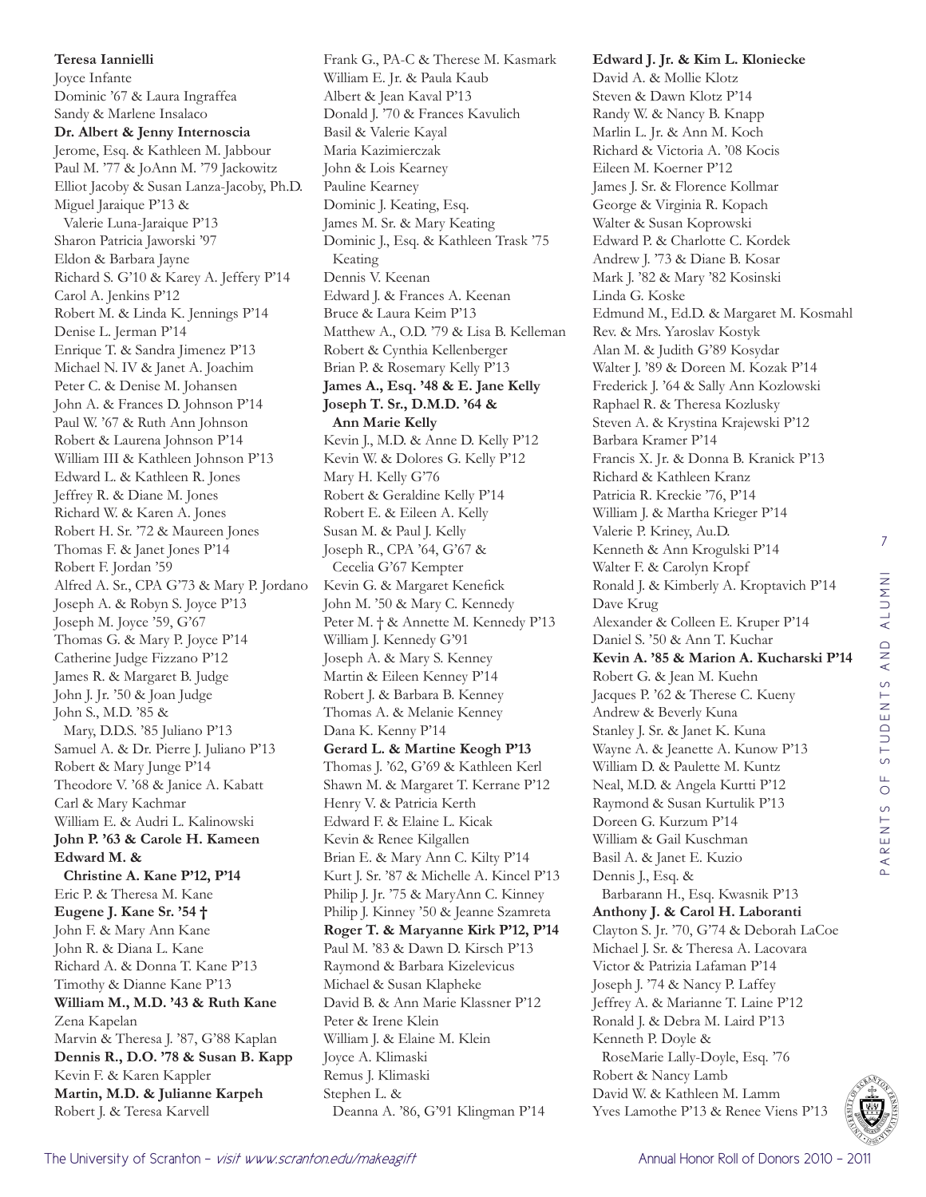**Teresa Iannielli**
Joyce Infante
Dominic '67 & Laura Ingraffea
Sandy & Marlene Insalaco
**Dr. Albert & Jenny Internoscia**
Jerome, Esq. & Kathleen M. Jabbour
Paul M. '77 & JoAnn M. '79 Jackowitz
Elliot Jacoby & Susan Lanza-Jacoby, Ph.D.
Miguel Jaraique P'13 &
Valerie Luna-Jaraique P'13
Sharon Patricia Jaworski '97
Eldon & Barbara Jayne
Richard S. G'10 & Karey A. Jeffery P'14
Carol A. Jenkins P'12
Robert M. & Linda K. Jennings P'14
Denise L. Jerman P'14
Enrique T. & Sandra Jimenez P'13
Michael N. IV & Janet A. Joachim
Peter C. & Denise M. Johansen
John A. & Frances D. Johnson P'14
Paul W. '67 & Ruth Ann Johnson
Robert & Laurena Johnson P'14
William III & Kathleen Johnson P'13
Edward L. & Kathleen R. Jones
Jeffrey R. & Diane M. Jones
Richard W. & Karen A. Jones
Robert H. Sr. '72 & Maureen Jones
Thomas F. & Janet Jones P'14
Robert F. Jordan '59
Alfred A. Sr., CPA G'73 & Mary P. Jordano
Joseph A. & Robyn S. Joyce P'13
Joseph M. Joyce '59, G'67
Thomas G. & Mary P. Joyce P'14
Catherine Judge Fizzano P'12
James R. & Margaret B. Judge
John J. Jr. '50 & Joan Judge
John S., M.D. '85 &
Mary, D.D.S. '85 Juliano P'13
Samuel A. & Dr. Pierre J. Juliano P'13
Robert & Mary Junge P'14
Theodore V. '68 & Janice A. Kabatt
Carl & Mary Kachmar
William E. & Audri L. Kalinowski
**John P. '63 & Carole H. Kameen**
**Edward M. &**
**Christine A. Kane P'12, P'14**
Eric P. & Theresa M. Kane
**Eugene J. Kane Sr. '54 †**
John F. & Mary Ann Kane
John R. & Diana L. Kane
Richard A. & Donna T. Kane P'13
Timothy & Dianne Kane P'13
**William M., M.D. '43 & Ruth Kane**
Zena Kapelan
Marvin & Theresa J. '87, G'88 Kaplan
**Dennis R., D.O. '78 & Susan B. Kapp**
Kevin F. & Karen Kappler
**Martin, M.D. & Julianne Karpeh**
Robert J. & Teresa Karvell
Frank G., PA-C & Therese M. Kasmark
William E. Jr. & Paula Kaub
Albert & Jean Kaval P'13
Donald J. '70 & Frances Kavulich
Basil & Valerie Kayal
Maria Kazimierczak
John & Lois Kearney
Pauline Kearney
Dominic J. Keating, Esq.
James M. Sr. & Mary Keating
Dominic J., Esq. & Kathleen Trask '75
Keating
Dennis V. Keenan
Edward J. & Frances A. Keenan
Bruce & Laura Keim P'13
Matthew A., O.D. '79 & Lisa B. Kelleman
Robert & Cynthia Kellenberger
Brian P. & Rosemary Kelly P'13
**James A., Esq. '48 & E. Jane Kelly**
**Joseph T. Sr., D.M.D. '64 &**
**Ann Marie Kelly**
Kevin J., M.D. & Anne D. Kelly P'12
Kevin W. & Dolores G. Kelly P'12
Mary H. Kelly G'76
Robert & Geraldine Kelly P'14
Robert E. & Eileen A. Kelly
Susan M. & Paul J. Kelly
Joseph R., CPA '64, G'67 &
Cecelia G'67 Kempter
Kevin G. & Margaret Kenefick
John M. '50 & Mary C. Kennedy
Peter M. † & Annette M. Kennedy P'13
William J. Kennedy G'91
Joseph A. & Mary S. Kenney
Martin & Eileen Kenney P'14
Robert J. & Barbara B. Kenney
Thomas A. & Melanie Kenney
Dana K. Kenny P'14
**Gerard L. & Martine Keogh P'13**
Thomas J. '62, G'69 & Kathleen Kerl
Shawn M. & Margaret T. Kerrane P'12
Henry V. & Patricia Kerth
Edward F. & Elaine L. Kicak
Kevin & Renee Kilgallen
Brian E. & Mary Ann C. Kilty P'14
Kurt J. Sr. '87 & Michelle A. Kincel P'13
Philip J. Jr. '75 & MaryAnn C. Kinney
Philip J. Kinney '50 & Jeanne Szamreta
**Roger T. & Maryanne Kirk P'12, P'14**
Paul M. '83 & Dawn D. Kirsch P'13
Raymond & Barbara Kizelevicus
Michael & Susan Klapheke
David B. & Ann Marie Klassner P'12
Peter & Irene Klein
William J. & Elaine M. Klein
Joyce A. Klimaski
Remus J. Klimaski
Stephen L. &
Deanna A. '86, G'91 Klingman P'14
**Edward J. Jr. & Kim L. Kloniecke**
David A. & Mollie Klotz
Steven & Dawn Klotz P'14
Randy W. & Nancy B. Knapp
Marlin L. Jr. & Ann M. Koch
Richard & Victoria A. '08 Kocis
Eileen M. Koerner P'12
James J. Sr. & Florence Kollmar
George & Virginia R. Kopach
Walter & Susan Koprowski
Edward P. & Charlotte C. Kordek
Andrew J. '73 & Diane B. Kosar
Mark J. '82 & Mary '82 Kosinski
Linda G. Koske
Edmund M., Ed.D. & Margaret M. Kosmahl
Rev. & Mrs. Yaroslav Kostyk
Alan M. & Judith G'89 Kosydar
Walter J. '89 & Doreen M. Kozak P'14
Frederick J. '64 & Sally Ann Kozlowski
Raphael R. & Theresa Kozlusky
Steven A. & Krystina Krajewski P'12
Barbara Kramer P'14
Francis X. Jr. & Donna B. Kranick P'13
Richard & Kathleen Kranz
Patricia R. Kreckie '76, P'14
William J. & Martha Krieger P'14
Valerie P. Kriney, Au.D.
Kenneth & Ann Krogulski P'14
Walter F. & Carolyn Kropf
Ronald J. & Kimberly A. Kroptavich P'14
Dave Krug
Alexander & Colleen E. Kruper P'14
Daniel S. '50 & Ann T. Kuchar
**Kevin A. '85 & Marion A. Kucharski P'14**
Robert G. & Jean M. Kuehn
Jacques P. '62 & Therese C. Kueny
Andrew & Beverly Kuna
Stanley J. Sr. & Janet K. Kuna
Wayne A. & Jeanette A. Kunow P'13
William D. & Paulette M. Kuntz
Neal, M.D. & Angela Kurtti P'12
Raymond & Susan Kurtulik P'13
Doreen G. Kurzum P'14
William & Gail Kuschman
Basil A. & Janet E. Kuzio
Dennis J., Esq. &
Barbarann H., Esq. Kwasnik P'13
**Anthony J. & Carol H. Laboranti**
Clayton S. Jr. '70, G'74 & Deborah LaCoe
Michael J. Sr. & Theresa A. Lacovara
Victor & Patrizia Lafaman P'14
Joseph J. '74 & Nancy P. Laffey
Jeffrey A. & Marianne T. Laine P'12
Ronald J. & Debra M. Laird P'13
Kenneth P. Doyle &
RoseMarie Lally-Doyle, Esq. '76
Robert & Nancy Lamb
David W. & Kathleen M. Lamm
Yves Lamothe P'13 & Renee Viens P'13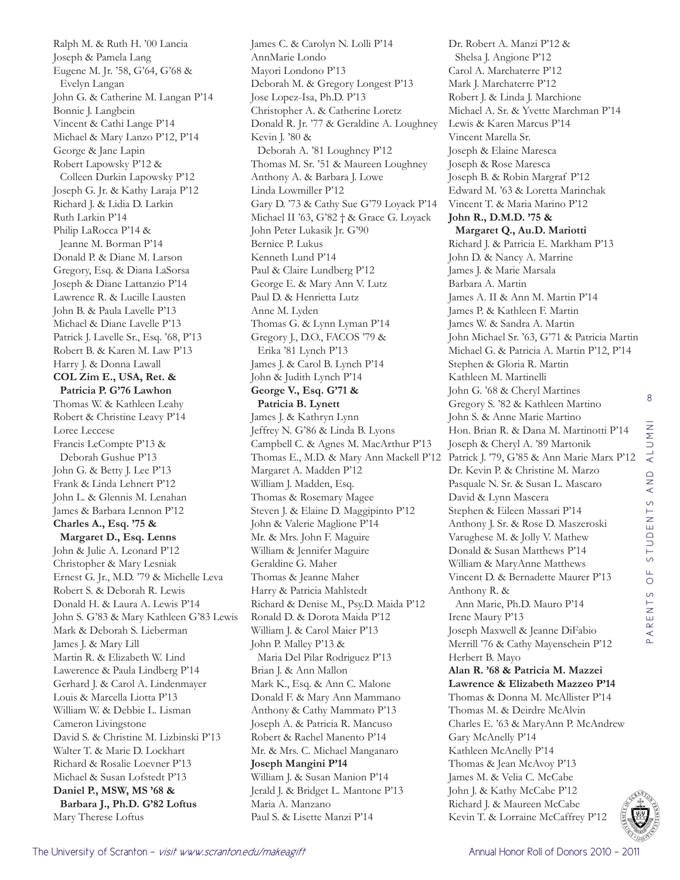Ralph M. & Ruth H. '00 Lancia
Joseph & Pamela Lang
Eugene M. Jr. '58, G'64, G'68 & Evelyn Langan
John G. & Catherine M. Langan P'14
Bonnie J. Langbein
Vincent & Cathi Lange P'14
Michael & Mary Lanzo P'12, P'14
George & Jane Lapin
Robert Lapowsky P'12 & Colleen Durkin Lapowsky P'12
Joseph G. Jr. & Kathy Laraja P'12
Richard J. & Lidia D. Larkin
Ruth Larkin P'14
Philip LaRocca P'14 & Jeanne M. Borman P'14
Donald P. & Diane M. Larson
Gregory, Esq. & Diana LaSorsa
Joseph & Diane Lattanzio P'14
Lawrence R. & Lucille Lausten
John B. & Paula Lavelle P'13
Michael & Diane Lavelle P'13
Patrick J. Lavelle Sr., Esq. '68, P'13
Robert B. & Karen M. Law P'13
Harry J. & Donna Lawall
**COL Zim E., USA, Ret. & Patricia P. G'76 Lawhon**
Thomas W. & Kathleen Leahy
Robert & Christine Leavy P'14
Loree Leccese
Francis LeCompte P'13 & Deborah Gushue P'13
John G. & Betty J. Lee P'13
Frank & Linda Lehnert P'12
John L. & Glennis M. Lenahan
James & Barbara Lennon P'12
**Charles A., Esq. '75 & Margaret D., Esq. Lenns**
John & Julie A. Leonard P'12
Christopher & Mary Lesniak
Ernest G. Jr., M.D. '79 & Michelle Leva
Robert S. & Deborah R. Lewis
Donald H. & Laura A. Lewis P'14
John S. G'83 & Mary Kathleen G'83 Lewis
Mark & Deborah S. Lieberman
James J. & Mary Lill
Martin R. & Elizabeth W. Lind
Lawerence & Paula Lindberg P'14
Gerhard J. & Carol A. Lindenmayer
Louis & Marcella Liotta P'13
William W. & Debbie L. Lisman
Cameron Livingstone
David S. & Christine M. Lizbinski P'13
Walter T. & Marie D. Lockhart
Richard & Rosalie Loevner P'13
Michael & Susan Lofstedt P'13
**Daniel P., MSW, MS '68 & Barbara J., Ph.D. G'82 Loftus**
Mary Therese Loftus
James C. & Carolyn N. Lolli P'14
AnnMarie Londo
Mayori Londono P'13
Deborah M. & Gregory Longest P'13
Jose Lopez-Isa, Ph.D. P'13
Christopher A. & Catherine Loretz
Donald R. Jr. '77 & Geraldine A. Loughney
Kevin J. '80 & Deborah A. '81 Loughney P'12
Thomas M. Sr. '51 & Maureen Loughney
Anthony A. & Barbara J. Lowe
Linda Lowmiller P'12
Gary D. '73 & Cathy Sue G'79 Loyack P'14
Michael II '63, G'82 † & Grace G. Loyack
John Peter Lukasik Jr. G'90
Bernice P. Lukus
Kenneth Lund P'14
Paul & Claire Lundberg P'12
George E. & Mary Ann V. Lutz
Paul D. & Henrietta Lutz
Anne M. Lyden
Thomas G. & Lynn Lyman P'14
Gregory J., D.O., FACOS '79 & Erika '81 Lynch P'13
James J. & Carol B. Lynch P'14
John & Judith Lynch P'14
**George V., Esq. G'71 & Patricia B. Lynett**
James J. & Kathryn Lynn
Jeffrey N. G'86 & Linda B. Lyons
Campbell C. & Agnes M. MacArthur P'13
Thomas E., M.D. & Mary Ann Mackell P'12
Margaret A. Madden P'12
William J. Madden, Esq.
Thomas & Rosemary Magee
Steven J. & Elaine D. Maggipinto P'12
John & Valerie Maglione P'14
Mr. & Mrs. John F. Maguire
William & Jennifer Maguire
Geraldine G. Maher
Thomas & Jeanne Maher
Harry & Patricia Mahlstedt
Richard & Denise M., Psy.D. Maida P'12
Ronald D. & Dorota Maida P'12
William J. & Carol Maier P'13
John P. Malley P'13 & Maria Del Pilar Rodriguez P'13
Brian J. & Ann Mallon
Mark K., Esq. & Ann C. Malone
Donald F. & Mary Ann Mammano
Anthony & Cathy Mammato P'13
Joseph A. & Patricia R. Mancuso
Robert & Rachel Manento P'14
Mr. & Mrs. C. Michael Manganaro
**Joseph Mangini P'14**
William J. & Susan Manion P'14
Jerald J. & Bridget L. Mantone P'13
Maria A. Manzano
Paul S. & Lisette Manzi P'14
Dr. Robert A. Manzi P'12 & Shelsa J. Angione P'12
Carol A. Marchaterre P'12
Mark J. Marchaterre P'12
Robert J. & Linda J. Marchione
Michael A. Sr. & Yvette Marchman P'14
Lewis & Karen Marcus P'14
Vincent Marella Sr.
Joseph & Elaine Maresca
Joseph & Rose Maresca
Joseph B. & Robin Margraf P'12
Edward M. '63 & Loretta Marinchak
Vincent T. & Maria Marino P'12
**John R., D.M.D. '75 & Margaret Q., Au.D. Mariotti**
Richard J. & Patricia E. Markham P'13
John D. & Nancy A. Marrine
James J. & Marie Marsala
Barbara A. Martin
James A. II & Ann M. Martin P'14
James P. & Kathleen F. Martin
James W. & Sandra A. Martin
John Michael Sr. '63, G'71 & Patricia Martin
Michael G. & Patricia A. Martin P'12, P'14
Stephen & Gloria R. Martin
Kathleen M. Martinelli
John G. '68 & Cheryl Martines
Gregory S. '82 & Kathleen Martino
John S. & Anne Marie Martino
Hon. Brian R. & Dana M. Martinotti P'14
Joseph & Cheryl A. '89 Martonik
Patrick J. '79, G'85 & Ann Marie Marx P'12
Dr. Kevin P. & Christine M. Marzo
Pasquale N. Sr. & Susan L. Mascaro
David & Lynn Mascera
Stephen & Eileen Massari P'14
Anthony J. Sr. & Rose D. Maszeroski
Varughese M. & Jolly V. Mathew
Donald & Susan Matthews P'14
William & MaryAnne Matthews
Vincent D. & Bernadette Maurer P'13
Anthony R. & Ann Marie, Ph.D. Mauro P'14
Irene Maury P'13
Joseph Maxwell & Jeanne DiFabio
Merrill '76 & Cathy Mayenschein P'12
Herbert B. Mayo
**Alan R. '68 & Patricia M. Mazzei**
**Lawrence & Elizabeth Mazzeo P'14**
Thomas & Donna M. McAllister P'14
Thomas M. & Deirdre McAlvin
Charles E. '63 & MaryAnn P. McAndrew
Gary McAnelly P'14
Kathleen McAnelly P'14
Thomas & Jean McAvoy P'13
James M. & Velia C. McCabe
John J. & Kathy McCabe P'12
Richard J. & Maureen McCabe
Kevin T. & Lorraine McCaffrey P'12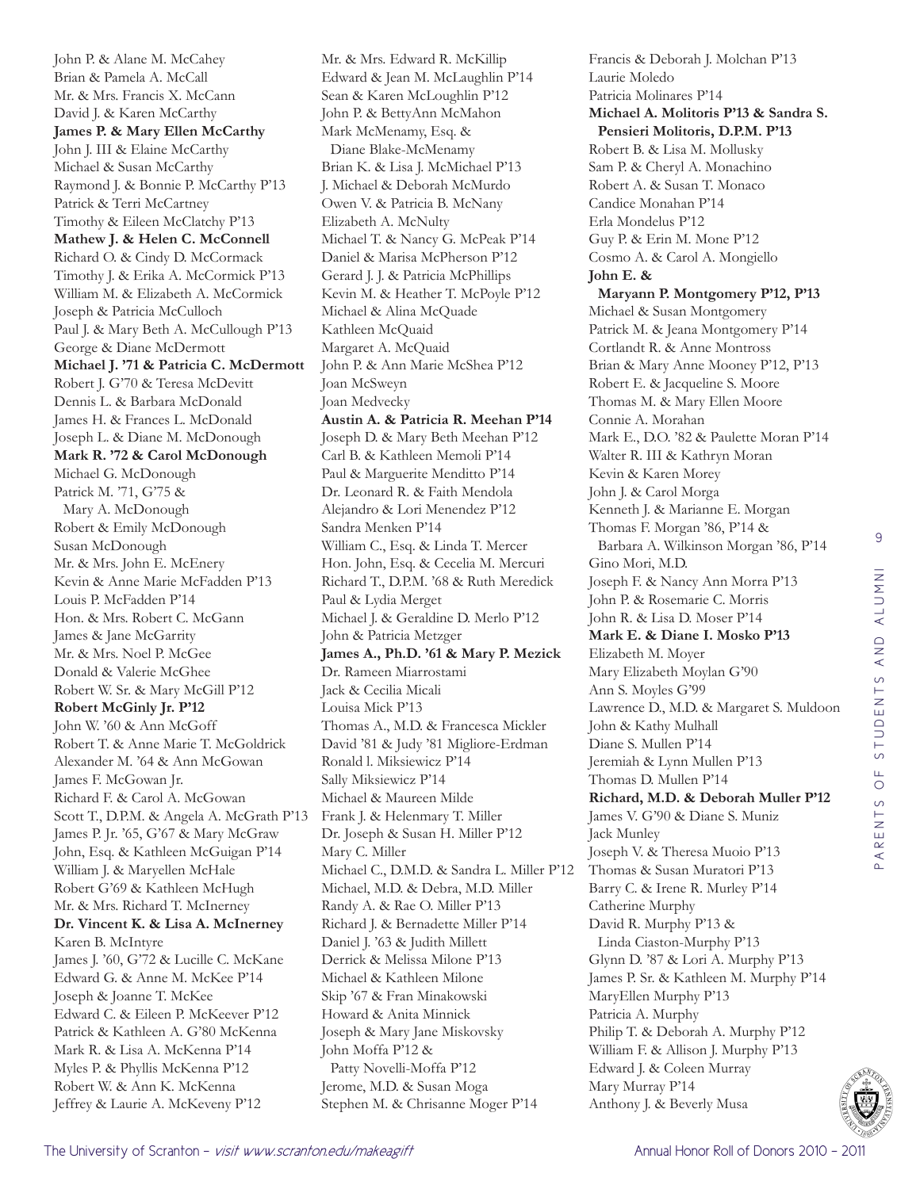John P. & Alane M. McCahey
Brian & Pamela A. McCall
Mr. & Mrs. Francis X. McCann
David J. & Karen McCarthy
**James P. & Mary Ellen McCarthy**
John J. III & Elaine McCarthy
Michael & Susan McCarthy
Raymond J. & Bonnie P. McCarthy P'13
Patrick & Terri McCartney
Timothy & Eileen McClatchy P'13
**Mathew J. & Helen C. McConnell**
Richard O. & Cindy D. McCormack
Timothy J. & Erika A. McCormick P'13
William M. & Elizabeth A. McCormick
Joseph & Patricia McCulloch
Paul J. & Mary Beth A. McCullough P'13
George & Diane McDermott
**Michael J. '71 & Patricia C. McDermott**
Robert J. G'70 & Teresa McDevitt
Dennis L. & Barbara McDonald
James H. & Frances L. McDonald
Joseph L. & Diane M. McDonough
**Mark R. '72 & Carol McDonough**
Michael G. McDonough
Patrick M. '71, G'75 &
Mary A. McDonough
Robert & Emily McDonough
Susan McDonough
Mr. & Mrs. John E. McEnery
Kevin & Anne Marie McFadden P'13
Louis P. McFadden P'14
Hon. & Mrs. Robert C. McGann
James & Jane McGarrity
Mr. & Mrs. Noel P. McGee
Donald & Valerie McGhee
Robert W. Sr. & Mary McGill P'12
**Robert McGinly Jr. P'12**
John W. '60 & Ann McGoff
Robert T. & Anne Marie T. McGoldrick
Alexander M. '64 & Ann McGowan
James F. McGowan Jr.
Richard F. & Carol A. McGowan
Scott T., D.P.M. & Angela A. McGrath P'13
James P. Jr. '65, G'67 & Mary McGraw
John, Esq. & Kathleen McGuigan P'14
William J. & Maryellen McHale
Robert G'69 & Kathleen McHugh
Mr. & Mrs. Richard T. McInerney
**Dr. Vincent K. & Lisa A. McInerney**
Karen B. McIntyre
James J. '60, G'72 & Lucille C. McKane
Edward G. & Anne M. McKee P'14
Joseph & Joanne T. McKee
Edward C. & Eileen P. McKeever P'12
Patrick & Kathleen A. G'80 McKenna
Mark R. & Lisa A. McKenna P'14
Myles P. & Phyllis McKenna P'12
Robert W. & Ann K. McKenna
Jeffrey & Laurie A. McKeveny P'12
Mr. & Mrs. Edward R. McKillip
Edward & Jean M. McLaughlin P'14
Sean & Karen McLoughlin P'12
John P. & BettyAnn McMahon
Mark McMenamy, Esq. &
Diane Blake-McMenamy
Brian K. & Lisa J. McMichael P'13
J. Michael & Deborah McMurdo
Owen V. & Patricia B. McNany
Elizabeth A. McNulty
Michael T. & Nancy G. McPeak P'14
Daniel & Marisa McPherson P'12
Gerard J. J. & Patricia McPhillips
Kevin M. & Heather T. McPoyle P'12
Michael & Alina McQuade
Kathleen McQuaid
Margaret A. McQuaid
John P. & Ann Marie McShea P'12
Joan McSweyn
Joan Medvecky
**Austin A. & Patricia R. Meehan P'14**
Joseph D. & Mary Beth Meehan P'12
Carl B. & Kathleen Memoli P'14
Paul & Marguerite Menditto P'14
Dr. Leonard R. & Faith Mendola
Alejandro & Lori Menendez P'12
Sandra Menken P'14
William C., Esq. & Linda T. Mercer
Hon. John, Esq. & Cecelia M. Mercuri
Richard T., D.P.M. '68 & Ruth Meredick
Paul & Lydia Merget
Michael J. & Geraldine D. Merlo P'12
John & Patricia Metzger
**James A., Ph.D. '61 & Mary P. Mezick**
Dr. Rameen Miarrostami
Jack & Cecilia Micali
Louisa Mick P'13
Thomas A., M.D. & Francesca Mickler
David '81 & Judy '81 Migliore-Erdman
Ronald l. Miksiewicz P'14
Sally Miksiewicz P'14
Michael & Maureen Milde
Frank J. & Helenmary T. Miller
Dr. Joseph & Susan H. Miller P'12
Mary C. Miller
Michael C., D.M.D. & Sandra L. Miller P'12
Michael, M.D. & Debra, M.D. Miller
Randy A. & Rae O. Miller P'13
Richard J. & Bernadette Miller P'14
Daniel J. '63 & Judith Millett
Derrick & Melissa Milone P'13
Michael & Kathleen Milone
Skip '67 & Fran Minakowski
Howard & Anita Minnick
Joseph & Mary Jane Miskovsky
John Moffa P'12 &
Patty Novelli-Moffa P'12
Jerome, M.D. & Susan Moga
Stephen M. & Chrisanne Moger P'14
Francis & Deborah J. Molchan P'13
Laurie Moledo
Patricia Molinares P'14
**Michael A. Molitoris P'13 & Sandra S. Pensieri Molitoris, D.P.M. P'13**
Robert B. & Lisa M. Mollusky
Sam P. & Cheryl A. Monachino
Robert A. & Susan T. Monaco
Candice Monahan P'14
Erla Mondelus P'12
Guy P. & Erin M. Mone P'12
Cosmo A. & Carol A. Mongiello
**John E. & Maryann P. Montgomery P'12, P'13**
Michael & Susan Montgomery
Patrick M. & Jeana Montgomery P'14
Cortlandt R. & Anne Montross
Brian & Mary Anne Mooney P'12, P'13
Robert E. & Jacqueline S. Moore
Thomas M. & Mary Ellen Moore
Connie A. Morahan
Mark E., D.O. '82 & Paulette Moran P'14
Walter R. III & Kathryn Moran
Kevin & Karen Morey
John J. & Carol Morga
Kenneth J. & Marianne E. Morgan
Thomas F. Morgan '86, P'14 &
Barbara A. Wilkinson Morgan '86, P'14
Gino Mori, M.D.
Joseph F. & Nancy Ann Morra P'13
John P. & Rosemarie C. Morris
John R. & Lisa D. Moser P'14
**Mark E. & Diane I. Mosko P'13**
Elizabeth M. Moyer
Mary Elizabeth Moylan G'90
Ann S. Moyles G'99
Lawrence D., M.D. & Margaret S. Muldoon
John & Kathy Mulhall
Diane S. Mullen P'14
Jeremiah & Lynn Mullen P'13
Thomas D. Mullen P'14
**Richard, M.D. & Deborah Muller P'12**
James V. G'90 & Diane S. Muniz
Jack Munley
Joseph V. & Theresa Muoio P'13
Thomas & Susan Muratori P'13
Barry C. & Irene R. Murley P'14
Catherine Murphy
David R. Murphy P'13 &
Linda Ciaston-Murphy P'13
Glynn D. '87 & Lori A. Murphy P'13
James P. Sr. & Kathleen M. Murphy P'14
MaryEllen Murphy P'13
Patricia A. Murphy
Philip T. & Deborah A. Murphy P'12
William F. & Allison J. Murphy P'13
Edward J. & Coleen Murray
Mary Murray P'14
Anthony J. & Beverly Musa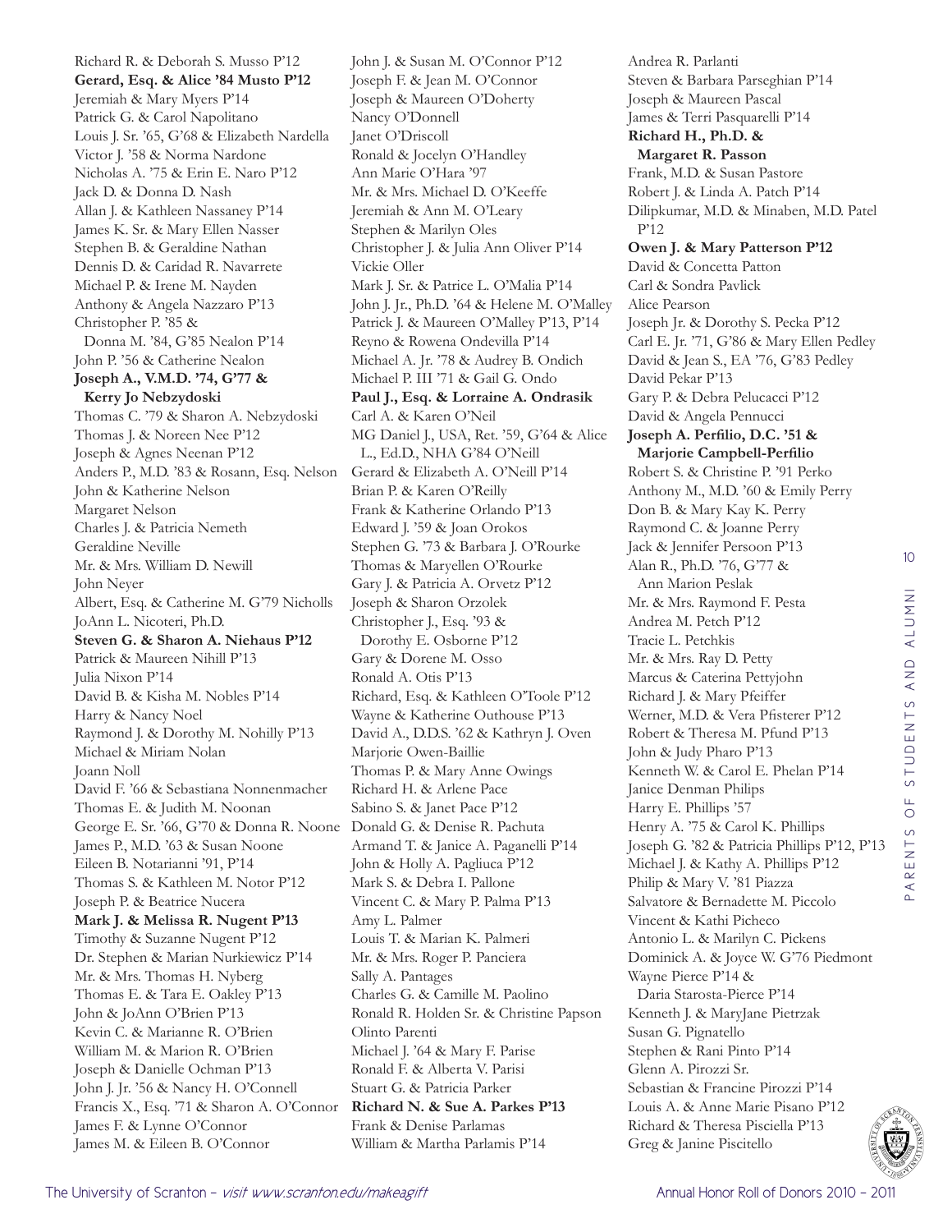Richard R. & Deborah S. Musso P'12
**Gerard, Esq. & Alice '84 Musto P'12**
Jeremiah & Mary Myers P'14
Patrick G. & Carol Napolitano
Louis J. Sr. '65, G'68 & Elizabeth Nardella
Victor J. '58 & Norma Nardone
Nicholas A. '75 & Erin E. Naro P'12
Jack D. & Donna D. Nash
Allan J. & Kathleen Nassaney P'14
James K. Sr. & Mary Ellen Nasser
Stephen B. & Geraldine Nathan
Dennis D. & Caridad R. Navarrete
Michael P. & Irene M. Nayden
Anthony & Angela Nazzaro P'13
Christopher P. '85 & Donna M. '84, G'85 Nealon P'14
John P. '56 & Catherine Nealon
**Joseph A., V.M.D. '74, G'77 & Kerry Jo Nebzydoski**
Thomas C. '79 & Sharon A. Nebzydoski
Thomas J. & Noreen Nee P'12
Joseph & Agnes Neenan P'12
Anders P., M.D. '83 & Rosann, Esq. Nelson
John & Katherine Nelson
Margaret Nelson
Charles J. & Patricia Nemeth
Geraldine Neville
Mr. & Mrs. William D. Newill
John Neyer
Albert, Esq. & Catherine M. G'79 Nicholls
JoAnn L. Nicoteri, Ph.D.
**Steven G. & Sharon A. Niehaus P'12**
Patrick & Maureen Nihill P'13
Julia Nixon P'14
David B. & Kisha M. Nobles P'14
Harry & Nancy Noel
Raymond J. & Dorothy M. Nohilly P'13
Michael & Miriam Nolan
Joann Noll
David F. '66 & Sebastiana Nonnenmacher
Thomas E. & Judith M. Noonan
George E. Sr. '66, G'70 & Donna R. Noone
James P., M.D. '63 & Susan Noone
Eileen B. Notarianni '91, P'14
Thomas S. & Kathleen M. Notor P'12
Joseph P. & Beatrice Nucera
**Mark J. & Melissa R. Nugent P'13**
Timothy & Suzanne Nugent P'12
Dr. Stephen & Marian Nurkiewicz P'14
Mr. & Mrs. Thomas H. Nyberg
Thomas E. & Tara E. Oakley P'13
John & JoAnn O'Brien P'13
Kevin C. & Marianne R. O'Brien
William M. & Marion R. O'Brien
Joseph & Danielle Ochman P'13
John J. Jr. '56 & Nancy H. O'Connell
Francis X., Esq. '71 & Sharon A. O'Connor
James F. & Lynne O'Connor
James M. & Eileen B. O'Connor
John J. & Susan M. O'Connor P'12
Joseph F. & Jean M. O'Connor
Joseph & Maureen O'Doherty
Nancy O'Donnell
Janet O'Driscoll
Ronald & Jocelyn O'Handley
Ann Marie O'Hara '97
Mr. & Mrs. Michael D. O'Keeffe
Jeremiah & Ann M. O'Leary
Stephen & Marilyn Oles
Christopher J. & Julia Ann Oliver P'14
Vickie Oller
Mark J. Sr. & Patrice L. O'Malia P'14
John J. Jr., Ph.D. '64 & Helene M. O'Malley
Patrick J. & Maureen O'Malley P'13, P'14
Reyno & Rowena Ondevilla P'14
Michael A. Jr. '78 & Audrey B. Ondich
Michael P. III '71 & Gail G. Ondo
**Paul J., Esq. & Lorraine A. Ondrasik**
Carl A. & Karen O'Neil
MG Daniel J., USA, Ret. '59, G'64 & Alice L., Ed.D., NHA G'84 O'Neill
Gerard & Elizabeth A. O'Neill P'14
Brian P. & Karen O'Reilly
Frank & Katherine Orlando P'13
Edward J. '59 & Joan Orokos
Stephen G. '73 & Barbara J. O'Rourke
Thomas & Maryellen O'Rourke
Gary J. & Patricia A. Orvetz P'12
Joseph & Sharon Orzolek
Christopher J., Esq. '93 & Dorothy E. Osborne P'12
Gary & Dorene M. Osso
Ronald A. Otis P'13
Richard, Esq. & Kathleen O'Toole P'12
Wayne & Katherine Outhouse P'13
David A., D.D.S. '62 & Kathryn J. Oven
Marjorie Owen-Baillie
Thomas P. & Mary Anne Owings
Richard H. & Arlene Pace
Sabino S. & Janet Pace P'12
Donald G. & Denise R. Pachuta
Armand T. & Janice A. Paganelli P'14
John & Holly A. Pagliuca P'12
Mark S. & Debra I. Pallone
Vincent C. & Mary P. Palma P'13
Amy L. Palmer
Louis T. & Marian K. Palmeri
Mr. & Mrs. Roger P. Panciera
Sally A. Pantages
Charles G. & Camille M. Paolino
Ronald R. Holden Sr. & Christine Papson
Olinto Parenti
Michael J. '64 & Mary F. Parise
Ronald F. & Alberta V. Parisi
Stuart G. & Patricia Parker
**Richard N. & Sue A. Parkes P'13**
Frank & Denise Parlamas
William & Martha Parlamis P'14
Andrea R. Parlanti
Steven & Barbara Parseghian P'14
Joseph & Maureen Pascal
James & Terri Pasquarelli P'14
**Richard H., Ph.D. & Margaret R. Passon**
Frank, M.D. & Susan Pastore
Robert J. & Linda A. Patch P'14
Dilipkumar, M.D. & Minaben, M.D. Patel P'12
**Owen J. & Mary Patterson P'12**
David & Concetta Patton
Carl & Sondra Pavlick
Alice Pearson
Joseph Jr. & Dorothy S. Pecka P'12
Carl E. Jr. '71, G'86 & Mary Ellen Pedley
David & Jean S., EA '76, G'83 Pedley
David Pekar P'13
Gary P. & Debra Pelucacci P'12
David & Angela Pennucci
**Joseph A. Perfilio, D.C. '51 & Marjorie Campbell-Perfilio**
Robert S. & Christine P. '91 Perko
Anthony M., M.D. '60 & Emily Perry
Don B. & Mary Kay K. Perry
Raymond C. & Joanne Perry
Jack & Jennifer Persoon P'13
Alan R., Ph.D. '76, G'77 & Ann Marion Peslak
Mr. & Mrs. Raymond F. Pesta
Andrea M. Petch P'12
Tracie L. Petchkis
Mr. & Mrs. Ray D. Petty
Marcus & Caterina Pettyjohn
Richard J. & Mary Pfeiffer
Werner, M.D. & Vera Pfisterer P'12
Robert & Theresa M. Pfund P'13
John & Judy Pharo P'13
Kenneth W. & Carol E. Phelan P'14
Janice Denman Philips
Harry E. Phillips '57
Henry A. '75 & Carol K. Phillips
Joseph G. '82 & Patricia Phillips P'12, P'13
Michael J. & Kathy A. Phillips P'12
Philip & Mary V. '81 Piazza
Salvatore & Bernadette M. Piccolo
Vincent & Kathi Picheco
Antonio L. & Marilyn C. Pickens
Dominick A. & Joyce W. G'76 Piedmont
Wayne Pierce P'14 & Daria Starosta-Pierce P'14
Kenneth J. & MaryJane Pietrzak
Susan G. Pignatello
Stephen & Rani Pinto P'14
Glenn A. Pirozzi Sr.
Sebastian & Francine Pirozzi P'14
Louis A. & Anne Marie Pisano P'12
Richard & Theresa Pisciella P'13
Greg & Janine Piscitello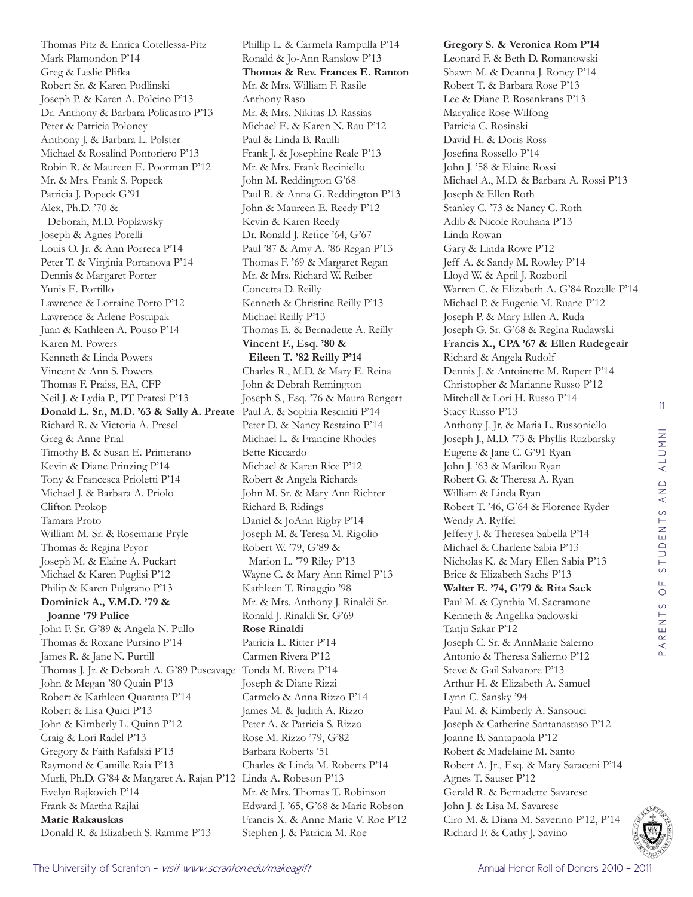Thomas Pitz & Enrica Cotellessa-Pitz
Mark Plamondon P'14
Greg & Leslie Plifka
Robert Sr. & Karen Podlinski
Joseph P. & Karen A. Polcino P'13
Dr. Anthony & Barbara Policastro P'13
Peter & Patricia Poloney
Anthony J. & Barbara L. Polster
Michael & Rosalind Pontoriero P'13
Robin R. & Maureen E. Poorman P'12
Mr. & Mrs. Frank S. Popeck
Patricia J. Popeck G'91
Alex, Ph.D. '70 & Deborah, M.D. Poplawsky
Joseph & Agnes Porelli
Louis O. Jr. & Ann Porreca P'14
Peter T. & Virginia Portanova P'14
Dennis & Margaret Porter
Yunis E. Portillo
Lawrence & Lorraine Porto P'12
Lawrence & Arlene Postupak
Juan & Kathleen A. Pouso P'14
Karen M. Powers
Kenneth & Linda Powers
Vincent & Ann S. Powers
Thomas F. Praiss, EA, CFP
Neil J. & Lydia P., PT Pratesi P'13
**Donald L. Sr., M.D. '63 & Sally A. Preate**
Richard R. & Victoria A. Presel
Greg & Anne Prial
Timothy B. & Susan E. Primerano
Kevin & Diane Prinzing P'14
Tony & Francesca Prioletti P'14
Michael J. & Barbara A. Priolo
Clifton Prokop
Tamara Proto
William M. Sr. & Rosemarie Pryle
Thomas & Regina Pryor
Joseph M. & Elaine A. Puckart
Michael & Karen Puglisi P'12
Philip & Karen Pulgrano P'13
**Dominick A., V.M.D. '79 & Joanne '79 Pulice**
John F. Sr. G'89 & Angela N. Pullo
Thomas & Roxane Pursino P'14
James R. & Jane N. Purtill
Thomas J. Jr. & Deborah A. G'89 Puscavage
John & Megan '80 Quain P'13
Robert & Kathleen Quaranta P'14
Robert & Lisa Quici P'13
John & Kimberly L. Quinn P'12
Craig & Lori Radel P'13
Gregory & Faith Rafalski P'13
Raymond & Camille Raia P'13
Murli, Ph.D. G'84 & Margaret A. Rajan P'12
Evelyn Rajkovich P'14
Frank & Martha Rajlai
**Marie Rakauskas**
Donald R. & Elizabeth S. Ramme P'13
Phillip L. & Carmela Rampulla P'14
Ronald & Jo-Ann Ranslow P'13
**Thomas & Rev. Frances E. Ranton**
Mr. & Mrs. William F. Rasile
Anthony Raso
Mr. & Mrs. Nikitas D. Rassias
Michael E. & Karen N. Rau P'12
Paul & Linda B. Raulli
Frank J. & Josephine Reale P'13
Mr. & Mrs. Frank Reciniello
John M. Reddington G'68
Paul R. & Anna G. Reddington P'13
John & Maureen E. Reedy P'12
Kevin & Karen Reedy
Dr. Ronald J. Refice '64, G'67
Paul '87 & Amy A. '86 Regan P'13
Thomas F. '69 & Margaret Regan
Mr. & Mrs. Richard W. Reiber
Concetta D. Reilly
Kenneth & Christine Reilly P'13
Michael Reilly P'13
Thomas E. & Bernadette A. Reilly
**Vincent F., Esq. '80 & Eileen T. '82 Reilly P'14**
Charles R., M.D. & Mary E. Reina
John & Debrah Remington
Joseph S., Esq. '76 & Maura Rengert
Paul A. & Sophia Resciniti P'14
Peter D. & Nancy Restaino P'14
Michael L. & Francine Rhodes
Bette Riccardo
Michael & Karen Rice P'12
Robert & Angela Richards
John M. Sr. & Mary Ann Richter
Richard B. Ridings
Daniel & JoAnn Rigby P'14
Joseph M. & Teresa M. Rigolio
Robert W. '79, G'89 & Marion L. '79 Riley P'13
Wayne C. & Mary Ann Rimel P'13
Kathleen T. Rinaggio '98
Mr. & Mrs. Anthony J. Rinaldi Sr.
Ronald J. Rinaldi Sr. G'69
**Rose Rinaldi**
Patricia L. Ritter P'14
Carmen Rivera P'12
Tonda M. Rivera P'14
Joseph & Diane Rizzi
Carmelo & Anna Rizzo P'14
James M. & Judith A. Rizzo
Peter A. & Patricia S. Rizzo
Rose M. Rizzo '79, G'82
Barbara Roberts '51
Charles & Linda M. Roberts P'14
Linda A. Robeson P'13
Mr. & Mrs. Thomas T. Robinson
Edward J. '65, G'68 & Marie Robson
Francis X. & Anne Marie V. Roe P'12
Stephen J. & Patricia M. Roe
**Gregory S. & Veronica Rom P'14**
Leonard F. & Beth D. Romanowski
Shawn M. & Deanna J. Roney P'14
Robert T. & Barbara Rose P'13
Lee & Diane P. Rosenkrans P'13
Maryalice Rose-Wilfong
Patricia C. Rosinski
David H. & Doris Ross
Josefina Rossello P'14
John J. '58 & Elaine Rossi
Michael A., M.D. & Barbara A. Rossi P'13
Joseph & Ellen Roth
Stanley C. '73 & Nancy C. Roth
Adib & Nicole Rouhana P'13
Linda Rowan
Gary & Linda Rowe P'12
Jeff A. & Sandy M. Rowley P'14
Lloyd W. & April J. Rozboril
Warren C. & Elizabeth A. G'84 Rozelle P'14
Michael P. & Eugenie M. Ruane P'12
Joseph P. & Mary Ellen A. Ruda
Joseph G. Sr. G'68 & Regina Rudawski
**Francis X., CPA '67 & Ellen Rudegeair**
Richard & Angela Rudolf
Dennis J. & Antoinette M. Rupert P'14
Christopher & Marianne Russo P'12
Mitchell & Lori H. Russo P'14
Stacy Russo P'13
Anthony J. Jr. & Maria L. Russoniello
Joseph J., M.D. '73 & Phyllis Ruzbarsky
Eugene & Jane C. G'91 Ryan
John J. '63 & Marilou Ryan
Robert G. & Theresa A. Ryan
William & Linda Ryan
Robert T. '46, G'64 & Florence Ryder
Wendy A. Ryffel
Jeffery J. & Theresea Sabella P'14
Michael & Charlene Sabia P'13
Nicholas K. & Mary Ellen Sabia P'13
Brice & Elizabeth Sachs P'13
**Walter E. '74, G'79 & Rita Sack**
Paul M. & Cynthia M. Sacramone
Kenneth & Angelika Sadowski
Tanju Sakar P'12
Joseph C. Sr. & AnnMarie Salerno
Antonio & Theresa Salierno P'12
Steve & Gail Salvatore P'13
Arthur H. & Elizabeth A. Samuel
Lynn C. Sansky '94
Paul M. & Kimberly A. Sansouci
Joseph & Catherine Santanastaso P'12
Joanne B. Santapaola P'12
Robert & Madelaine M. Santo
Robert A. Jr., Esq. & Mary Saraceni P'14
Agnes T. Sauser P'12
Gerald R. & Bernadette Savarese
John J. & Lisa M. Savarese
Ciro M. & Diana M. Saverino P'12, P'14
Richard F. & Cathy J. Savino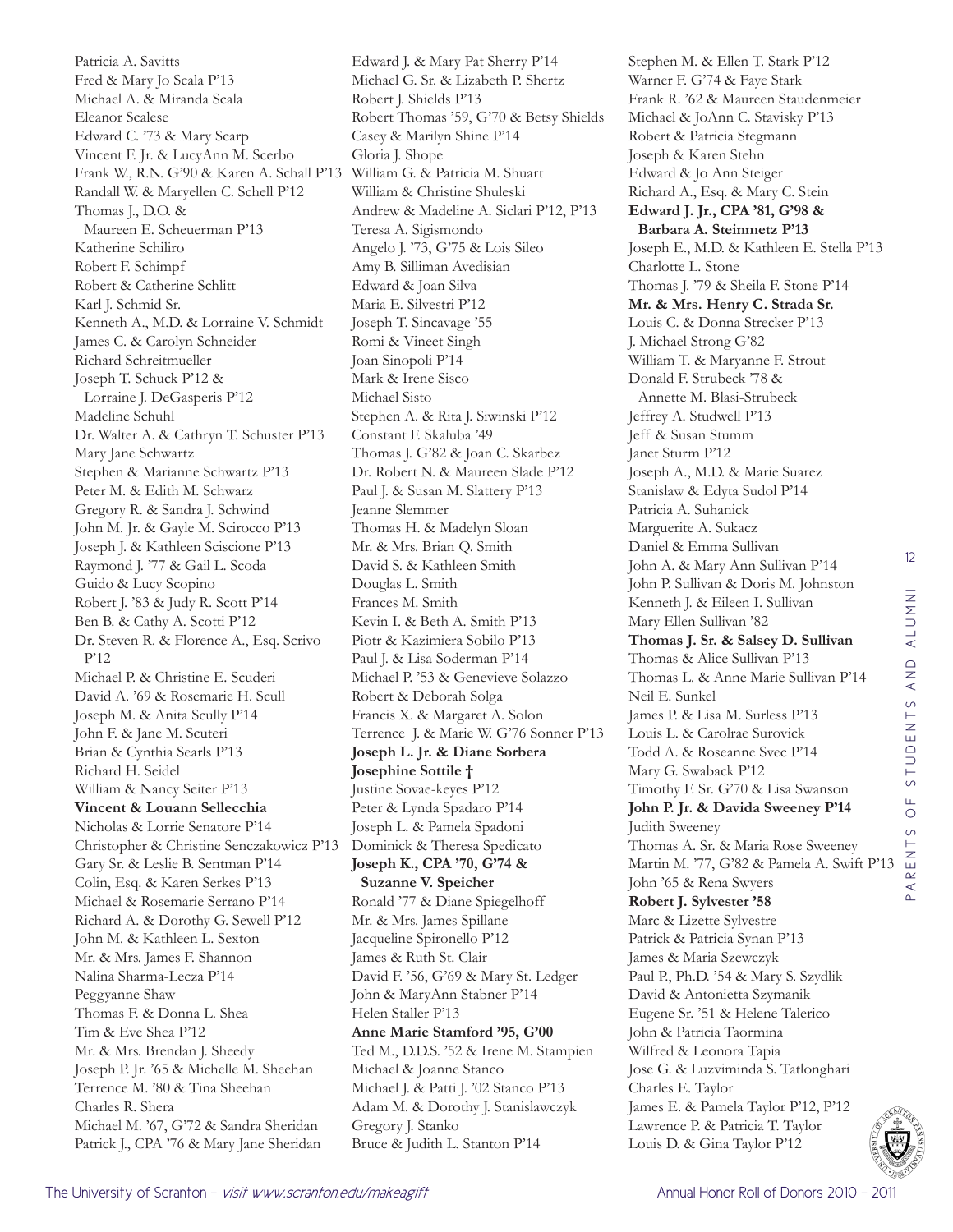Patricia A. Savitts
Fred & Mary Jo Scala P'13
Michael A. & Miranda Scala
Eleanor Scalese
Edward C. '73 & Mary Scarp
Vincent F. Jr. & LucyAnn M. Scerbo
Frank W., R.N. G'90 & Karen A. Schall P'13
Randall W. & Maryellen C. Schell P'12
Thomas J., D.O. & Maureen E. Scheuerman P'13
Katherine Schiliro
Robert F. Schimpf
Robert & Catherine Schlitt
Karl J. Schmid Sr.
Kenneth A., M.D. & Lorraine V. Schmidt
James C. & Carolyn Schneider
Richard Schreitmueller
Joseph T. Schuck P'12 & Lorraine J. DeGasperis P'12
Madeline Schuhl
Dr. Walter A. & Cathryn T. Schuster P'13
Mary Jane Schwartz
Stephen & Marianne Schwartz P'13
Peter M. & Edith M. Schwarz
Gregory R. & Sandra J. Schwind
John M. Jr. & Gayle M. Scirocco P'13
Joseph J. & Kathleen Sciscione P'13
Raymond J. '77 & Gail L. Scoda
Guido & Lucy Scopino
Robert J. '83 & Judy R. Scott P'14
Ben B. & Cathy A. Scotti P'12
Dr. Steven R. & Florence A., Esq. Scrivo P'12
Michael P. & Christine E. Scuderi
David A. '69 & Rosemarie H. Scull
Joseph M. & Anita Scully P'14
John F. & Jane M. Scuteri
Brian & Cynthia Searls P'13
Richard H. Seidel
William & Nancy Seiter P'13
**Vincent & Louann Sellecchia**
Nicholas & Lorrie Senatore P'14
Christopher & Christine Senczakowicz P'13
Gary Sr. & Leslie B. Sentman P'14
Colin, Esq. & Karen Serkes P'13
Michael & Rosemarie Serrano P'14
Richard A. & Dorothy G. Sewell P'12
John M. & Kathleen L. Sexton
Mr. & Mrs. James F. Shannon
Nalina Sharma-Lecza P'14
Peggyanne Shaw
Thomas F. & Donna L. Shea
Tim & Eve Shea P'12
Mr. & Mrs. Brendan J. Sheedy
Joseph P. Jr. '65 & Michelle M. Sheehan
Terrence M. '80 & Tina Sheehan
Charles R. Shera
Michael M. '67, G'72 & Sandra Sheridan
Patrick J., CPA '76 & Mary Jane Sheridan
Edward J. & Mary Pat Sherry P'14
Michael G. Sr. & Lizabeth P. Shertz
Robert J. Shields P'13
Robert Thomas '59, G'70 & Betsy Shields
Casey & Marilyn Shine P'14
Gloria J. Shope
William G. & Patricia M. Shuart
William & Christine Shuleski
Andrew & Madeline A. Siclari P'12, P'13
Teresa A. Sigismondo
Angelo J. '73, G'75 & Lois Sileo
Amy B. Silliman Avedisian
Edward & Joan Silva
Maria E. Silvestri P'12
Joseph T. Sincavage '55
Romi & Vineet Singh
Joan Sinopoli P'14
Mark & Irene Sisco
Michael Sisto
Stephen A. & Rita J. Siwinski P'12
Constant F. Skaluba '49
Thomas J. G'82 & Joan C. Skarbez
Dr. Robert N. & Maureen Slade P'12
Paul J. & Susan M. Slattery P'13
Jeanne Slemmer
Thomas H. & Madelyn Sloan
Mr. & Mrs. Brian Q. Smith
David S. & Kathleen Smith
Douglas L. Smith
Frances M. Smith
Kevin I. & Beth A. Smith P'13
Piotr & Kazimiera Sobilo P'13
Paul J. & Lisa Soderman P'14
Michael P. '53 & Genevieve Solazzo
Robert & Deborah Solga
Francis X. & Margaret A. Solon
Terrence J. & Marie W. G'76 Sonner P'13
**Joseph L. Jr. & Diane Sorbera**
**Josephine Sottile †**
Justine Sovae-keyes P'12
Peter & Lynda Spadaro P'14
Joseph L. & Pamela Spadoni
Dominick & Theresa Spedicato
**Joseph K., CPA '70, G'74 & Suzanne V. Speicher**
Ronald '77 & Diane Spiegelhoff
Mr. & Mrs. James Spillane
Jacqueline Spironello P'12
James & Ruth St. Clair
David F. '56, G'69 & Mary St. Ledger
John & MaryAnn Stabner P'14
Helen Staller P'13
**Anne Marie Stamford '95, G'00**
Ted M., D.D.S. '52 & Irene M. Stampien
Michael & Joanne Stanco
Michael J. & Patti J. '02 Stanco P'13
Adam M. & Dorothy J. Stanislawczyk
Gregory J. Stanko
Bruce & Judith L. Stanton P'14
Stephen M. & Ellen T. Stark P'12
Warner F. G'74 & Faye Stark
Frank R. '62 & Maureen Staudenmeier
Michael & JoAnn C. Stavisky P'13
Robert & Patricia Stegmann
Joseph & Karen Stehn
Edward & Jo Ann Steiger
Richard A., Esq. & Mary C. Stein
**Edward J. Jr., CPA '81, G'98 & Barbara A. Steinmetz P'13**
Joseph E., M.D. & Kathleen E. Stella P'13
Charlotte L. Stone
Thomas J. '79 & Sheila F. Stone P'14
**Mr. & Mrs. Henry C. Strada Sr.**
Louis C. & Donna Strecker P'13
J. Michael Strong G'82
William T. & Maryanne F. Strout
Donald F. Strubeck '78 & Annette M. Blasi-Strubeck
Jeffrey A. Studwell P'13
Jeff & Susan Stumm
Janet Sturm P'12
Joseph A., M.D. & Marie Suarez
Stanislaw & Edyta Sudol P'14
Patricia A. Suhanick
Marguerite A. Sukacz
Daniel & Emma Sullivan
John A. & Mary Ann Sullivan P'14
John P. Sullivan & Doris M. Johnston
Kenneth J. & Eileen I. Sullivan
Mary Ellen Sullivan '82
**Thomas J. Sr. & Salsey D. Sullivan**
Thomas & Alice Sullivan P'13
Thomas L. & Anne Marie Sullivan P'14
Neil E. Sunkel
James P. & Lisa M. Surless P'13
Louis L. & Carolrae Surovick
Todd A. & Roseanne Svec P'14
Mary G. Swaback P'12
Timothy F. Sr. G'70 & Lisa Swanson
**John P. Jr. & Davida Sweeney P'14**
Judith Sweeney
Thomas A. Sr. & Maria Rose Sweeney
Martin M. '77, G'82 & Pamela A. Swift P'13
John '65 & Rena Swyers
**Robert J. Sylvester '58**
Marc & Lizette Sylvestre
Patrick & Patricia Synan P'13
James & Maria Szewczyk
Paul P., Ph.D. '54 & Mary S. Szydlik
David & Antonietta Szymanik
Eugene Sr. '51 & Helene Talerico
John & Patricia Taormina
Wilfred & Leonora Tapia
Jose G. & Luzviminda S. Tatlonghari
Charles E. Taylor
James E. & Pamela Taylor P'12, P'12
Lawrence P. & Patricia T. Taylor
Louis D. & Gina Taylor P'12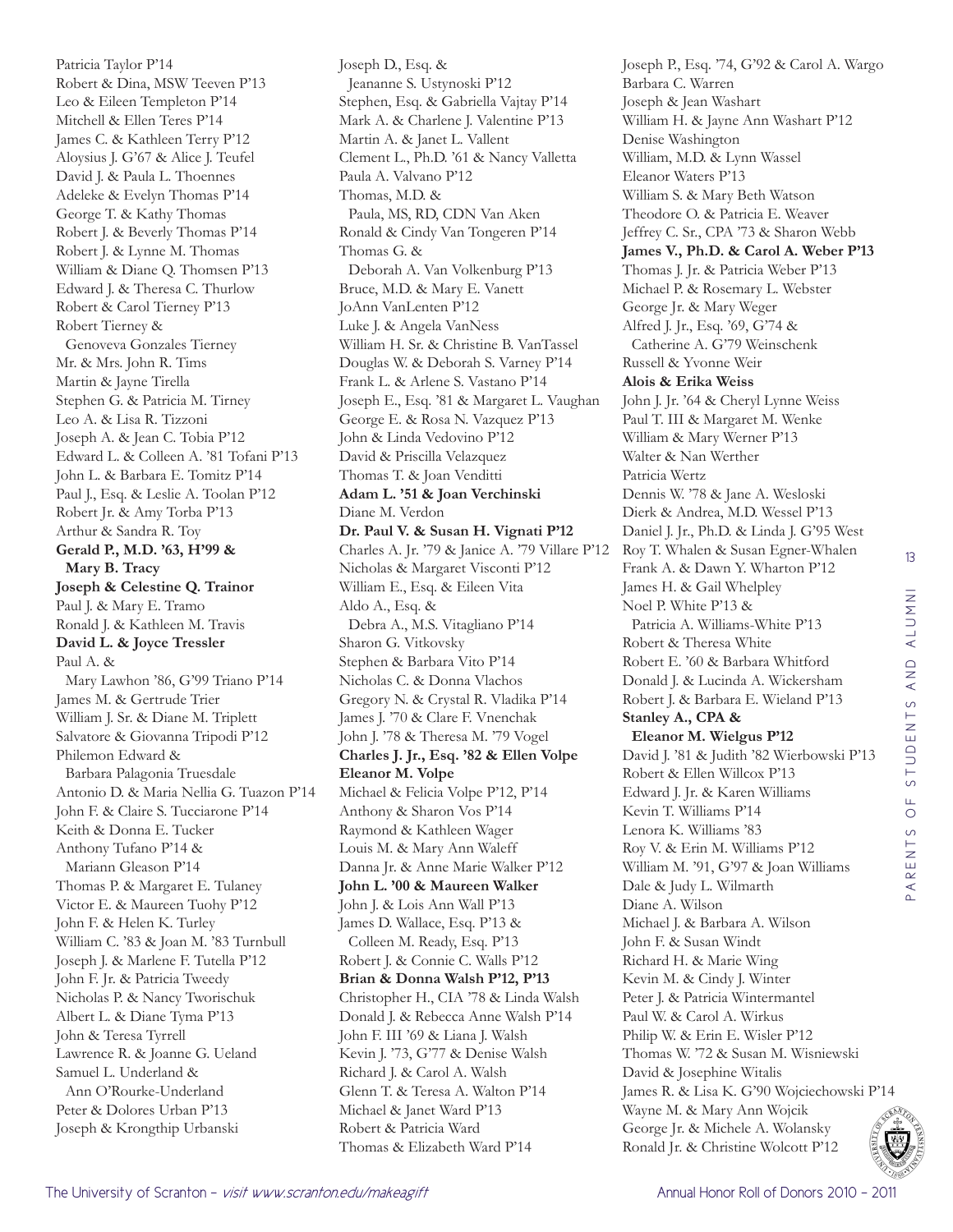Patricia Taylor P'14
Robert & Dina, MSW Teeven P'13
Leo & Eileen Templeton P'14
Mitchell & Ellen Teres P'14
James C. & Kathleen Terry P'12
Aloysius J. G'67 & Alice J. Teufel
David J. & Paula L. Thoennes
Adeleke & Evelyn Thomas P'14
George T. & Kathy Thomas
Robert J. & Beverly Thomas P'14
Robert J. & Lynne M. Thomas
William & Diane Q. Thomsen P'13
Edward J. & Theresa C. Thurlow
Robert & Carol Tierney P'13
Robert Tierney & Genoveva Gonzales Tierney
Mr. & Mrs. John R. Tims
Martin & Jayne Tirella
Stephen G. & Patricia M. Tirney
Leo A. & Lisa R. Tizzoni
Joseph A. & Jean C. Tobia P'12
Edward L. & Colleen A. '81 Tofani P'13
John L. & Barbara E. Tomitz P'14
Paul J., Esq. & Leslie A. Toolan P'12
Robert Jr. & Amy Torba P'13
Arthur & Sandra R. Toy
**Gerald P., M.D. '63, H'99 & Mary B. Tracy**
**Joseph & Celestine Q. Trainor**
Paul J. & Mary E. Tramo
Ronald J. & Kathleen M. Travis
**David L. & Joyce Tressler**
Paul A. & Mary Lawhon '86, G'99 Triano P'14
James M. & Gertrude Trier
William J. Sr. & Diane M. Triplett
Salvatore & Giovanna Tripodi P'12
Philemon Edward & Barbara Palagonia Truesdale
Antonio D. & Maria Nellia G. Tuazon P'14
John F. & Claire S. Tucciarone P'14
Keith & Donna E. Tucker
Anthony Tufano P'14 & Mariann Gleason P'14
Thomas P. & Margaret E. Tulaney
Victor E. & Maureen Tuohy P'12
John F. & Helen K. Turley
William C. '83 & Joan M. '83 Turnbull
Joseph J. & Marlene F. Tutella P'12
John F. Jr. & Patricia Tweedy
Nicholas P. & Nancy Tworischuk
Albert L. & Diane Tyma P'13
John & Teresa Tyrrell
Lawrence R. & Joanne G. Ueland
Samuel L. Underland & Ann O'Rourke-Underland
Peter & Dolores Urban P'13
Joseph & Krongthip Urbanski
Joseph D., Esq. & Jeananne S. Ustynoski P'12
Stephen, Esq. & Gabriella Vajtay P'14
Mark A. & Charlene J. Valentine P'13
Martin A. & Janet L. Vallent
Clement L., Ph.D. '61 & Nancy Valletta
Paula A. Valvano P'12
Thomas, M.D. & Paula, MS, RD, CDN Van Aken
Ronald & Cindy Van Tongeren P'14
Thomas G. & Deborah A. Van Volkenburg P'13
Bruce, M.D. & Mary E. Vanett
JoAnn VanLenten P'12
Luke J. & Angela VanNess
William H. Sr. & Christine B. VanTassel
Douglas W. & Deborah S. Varney P'14
Frank L. & Arlene S. Vastano P'14
Joseph E., Esq. '81 & Margaret L. Vaughan
George E. & Rosa N. Vazquez P'13
John & Linda Vedovino P'12
David & Priscilla Velazquez
Thomas T. & Joan Venditti
**Adam L. '51 & Joan Verchinski**
Diane M. Verdon
**Dr. Paul V. & Susan H. Vignati P'12**
Charles A. Jr. '79 & Janice A. '79 Villare P'12
Nicholas & Margaret Visconti P'12
William E., Esq. & Eileen Vita
Aldo A., Esq. & Debra A., M.S. Vitagliano P'14
Sharon G. Vitkovsky
Stephen & Barbara Vito P'14
Nicholas C. & Donna Vlachos
Gregory N. & Crystal R. Vladika P'14
James J. '70 & Clare F. Vnenchak
John J. '78 & Theresa M. '79 Vogel
**Charles J. Jr., Esq. '82 & Ellen Volpe**
**Eleanor M. Volpe**
Michael & Felicia Volpe P'12, P'14
Anthony & Sharon Vos P'14
Raymond & Kathleen Wager
Louis M. & Mary Ann Waleff
Danna Jr. & Anne Marie Walker P'12
**John L. '00 & Maureen Walker**
John J. & Lois Ann Wall P'13
James D. Wallace, Esq. P'13 & Colleen M. Ready, Esq. P'13
Robert J. & Connie C. Walls P'12
**Brian & Donna Walsh P'12, P'13**
Christopher H., CIA '78 & Linda Walsh
Donald J. & Rebecca Anne Walsh P'14
John F. III '69 & Liana J. Walsh
Kevin J. '73, G'77 & Denise Walsh
Richard J. & Carol A. Walsh
Glenn T. & Teresa A. Walton P'14
Michael & Janet Ward P'13
Robert & Patricia Ward
Thomas & Elizabeth Ward P'14
Joseph P., Esq. '74, G'92 & Carol A. Wargo
Barbara C. Warren
Joseph & Jean Washart
William H. & Jayne Ann Washart P'12
Denise Washington
William, M.D. & Lynn Wassel
Eleanor Waters P'13
William S. & Mary Beth Watson
Theodore O. & Patricia E. Weaver
Jeffrey C. Sr., CPA '73 & Sharon Webb
**James V., Ph.D. & Carol A. Weber P'13**
Thomas J. Jr. & Patricia Weber P'13
Michael P. & Rosemary L. Webster
George Jr. & Mary Weger
Alfred J. Jr., Esq. '69, G'74 & Catherine A. G'79 Weinschenk
Russell & Yvonne Weir
**Alois & Erika Weiss**
John J. Jr. '64 & Cheryl Lynne Weiss
Paul T. III & Margaret M. Wenke
William & Mary Werner P'13
Walter & Nan Werther
Patricia Wertz
Dennis W. '78 & Jane A. Wesloski
Dierk & Andrea, M.D. Wessel P'13
Daniel J. Jr., Ph.D. & Linda J. G'95 West
Roy T. Whalen & Susan Egner-Whalen
Frank A. & Dawn Y. Wharton P'12
James H. & Gail Whelpley
Noel P. White P'13 & Patricia A. Williams-White P'13
Robert & Theresa White
Robert E. '60 & Barbara Whitford
Donald J. & Lucinda A. Wickersham
Robert J. & Barbara E. Wieland P'13
**Stanley A., CPA & Eleanor M. Wielgus P'12**
David J. '81 & Judith '82 Wierbowski P'13
Robert & Ellen Willcox P'13
Edward J. Jr. & Karen Williams
Kevin T. Williams P'14
Lenora K. Williams '83
Roy V. & Erin M. Williams P'12
William M. '91, G'97 & Joan Williams
Dale & Judy L. Wilmarth
Diane A. Wilson
Michael J. & Barbara A. Wilson
John F. & Susan Windt
Richard H. & Marie Wing
Kevin M. & Cindy J. Winter
Peter J. & Patricia Wintermantel
Paul W. & Carol A. Wirkus
Philip W. & Erin E. Wisler P'12
Thomas W. '72 & Susan M. Wisniewski
David & Josephine Witalis
James R. & Lisa K. G'90 Wojciechowski P'14
Wayne M. & Mary Ann Wojcik
George Jr. & Michele A. Wolansky
Ronald Jr. & Christine Wolcott P'12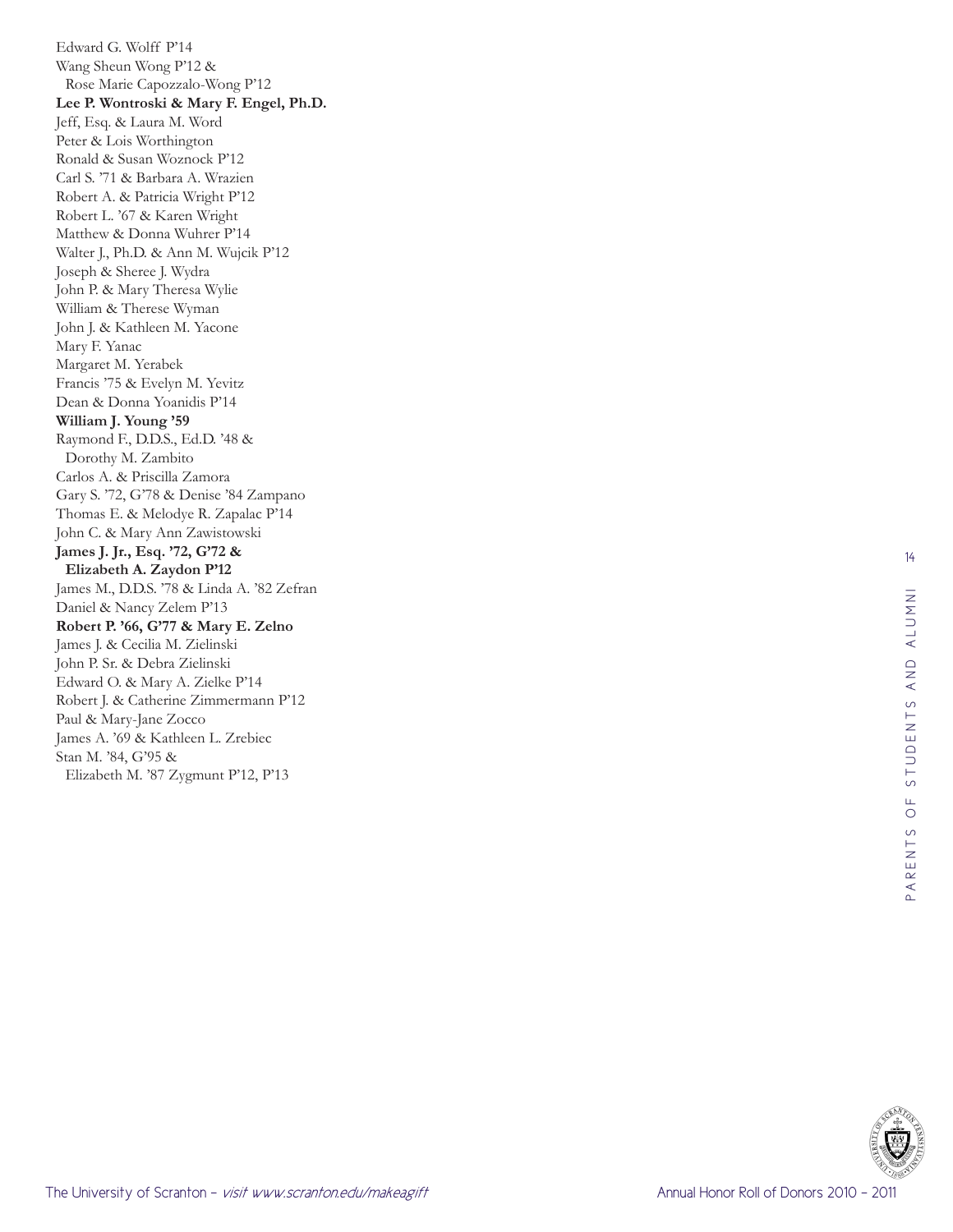Edward G. Wolff P'14
Wang Sheun Wong P'12 &
Rose Marie Capozzalo-Wong P'12
**Lee P. Wontroski & Mary F. Engel, Ph.D.**
Jeff, Esq. & Laura M. Word
Peter & Lois Worthington
Ronald & Susan Woznock P'12
Carl S. '71 & Barbara A. Wrazien
Robert A. & Patricia Wright P'12
Robert L. '67 & Karen Wright
Matthew & Donna Wuhrer P'14
Walter J., Ph.D. & Ann M. Wujcik P'12
Joseph & Sheree J. Wydra
John P. & Mary Theresa Wylie
William & Therese Wyman
John J. & Kathleen M. Yacone
Mary F. Yanac
Margaret M. Yerabek
Francis '75 & Evelyn M. Yevitz
Dean & Donna Yoanidis P'14
**William J. Young '59**
Raymond F., D.D.S., Ed.D. '48 &
Dorothy M. Zambito
Carlos A. & Priscilla Zamora
Gary S. '72, G'78 & Denise '84 Zampano
Thomas E. & Melodye R. Zapalac P'14
John C. & Mary Ann Zawistowski
**James J. Jr., Esq. '72, G'72 &**
**Elizabeth A. Zaydon P'12**
James M., D.D.S. '78 & Linda A. '82 Zefran
Daniel & Nancy Zelem P'13
**Robert P. '66, G'77 & Mary E. Zelno**
James J. & Cecilia M. Zielinski
John P. Sr. & Debra Zielinski
Edward O. & Mary A. Zielke P'14
Robert J. & Catherine Zimmermann P'12
Paul & Mary-Jane Zocco
James A. '69 & Kathleen L. Zrebiec
Stan M. '84, G'95 &
Elizabeth M. '87 Zygmunt P'12, P'13